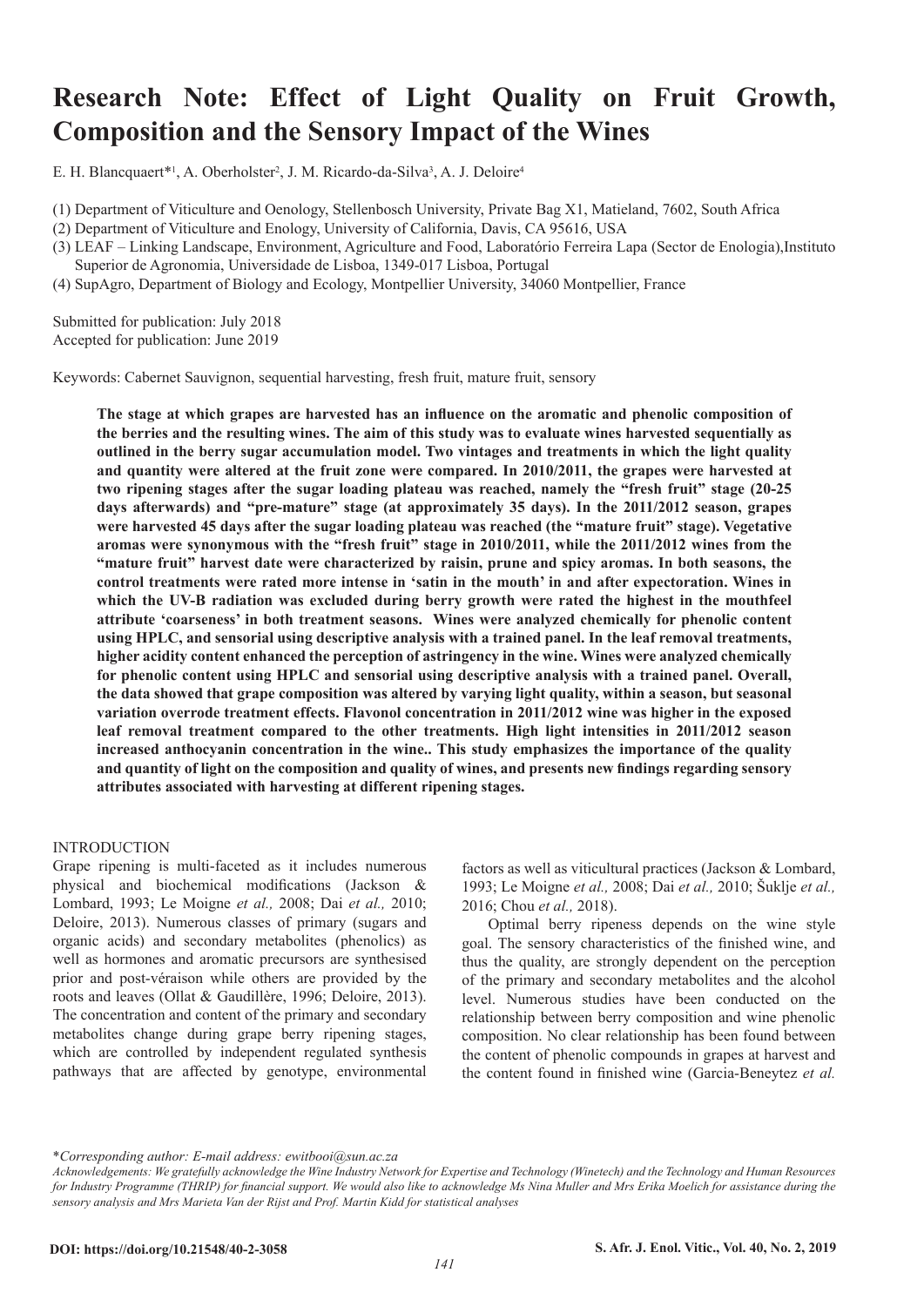# Research Note: Effect of Light Quality on Fruit Growth, Composition and the Sensory Impact of the Wines

E. H. Blancquaert*[1], A. Oberholster[2], J. M. Ricardo-da-Silva[3], A. J. Deloire[4]

(1) Department of Viticulture and Oenology, Stellenbosch University, Private Bag X1, Matieland, 7602, South Africa
(2) Department of Viticulture and Enology, University of California, Davis, CA 95616, USA
(3) LEAF – Linking Landscape, Environment, Agriculture and Food, Laboratório Ferreira Lapa (Sector de Enologia),Instituto Superior de Agronomia, Universidade de Lisboa, 1349-017 Lisboa, Portugal
(4) SupAgro, Department of Biology and Ecology, Montpellier University, 34060 Montpellier, France

Submitted for publication: July 2018
Accepted for publication: June 2019

Keywords: Cabernet Sauvignon, sequential harvesting, fresh fruit, mature fruit, sensory

**The stage at which grapes are harvested has an influence on the aromatic and phenolic composition of the berries and the resulting wines. The aim of this study was to evaluate wines harvested sequentially as outlined in the berry sugar accumulation model. Two vintages and treatments in which the light quality and quantity were altered at the fruit zone were compared. In 2010/2011, the grapes were harvested at two ripening stages after the sugar loading plateau was reached, namely the "fresh fruit" stage (20-25 days afterwards) and "pre-mature" stage (at approximately 35 days). In the 2011/2012 season, grapes were harvested 45 days after the sugar loading plateau was reached (the "mature fruit" stage). Vegetative aromas were synonymous with the "fresh fruit" stage in 2010/2011, while the 2011/2012 wines from the "mature fruit" harvest date were characterized by raisin, prune and spicy aromas. In both seasons, the control treatments were rated more intense in 'satin in the mouth' in and after expectoration. Wines in which the UV-B radiation was excluded during berry growth were rated the highest in the mouthfeel attribute 'coarseness' in both treatment seasons. Wines were analyzed chemically for phenolic content using HPLC, and sensorial using descriptive analysis with a trained panel. In the leaf removal treatments, higher acidity content enhanced the perception of astringency in the wine. Wines were analyzed chemically for phenolic content using HPLC and sensorial using descriptive analysis with a trained panel. Overall, the data showed that grape composition was altered by varying light quality, within a season, but seasonal variation overrode treatment effects. Flavonol concentration in 2011/2012 wine was higher in the exposed leaf removal treatment compared to the other treatments. High light intensities in 2011/2012 season increased anthocyanin concentration in the wine.. This study emphasizes the importance of the quality and quantity of light on the composition and quality of wines, and presents new findings regarding sensory attributes associated with harvesting at different ripening stages.**

## INTRODUCTION

Grape ripening is multi-faceted as it includes numerous physical and biochemical modifications (Jackson & Lombard, 1993; Le Moigne *et al.,* 2008; Dai *et al.,* 2010; Deloire, 2013). Numerous classes of primary (sugars and organic acids) and secondary metabolites (phenolics) as well as hormones and aromatic precursors are synthesised prior and post-véraison while others are provided by the roots and leaves (Ollat & Gaudillère, 1996; Deloire, 2013). The concentration and content of the primary and secondary metabolites change during grape berry ripening stages, which are controlled by independent regulated synthesis pathways that are affected by genotype, environmental factors as well as viticultural practices (Jackson & Lombard, 1993; Le Moigne *et al.,* 2008; Dai *et al.,* 2010; Šuklje *et al.,* 2016; Chou *et al.,* 2018).

Optimal berry ripeness depends on the wine style goal. The sensory characteristics of the finished wine, and thus the quality, are strongly dependent on the perception of the primary and secondary metabolites and the alcohol level. Numerous studies have been conducted on the relationship between berry composition and wine phenolic composition. No clear relationship has been found between the content of phenolic compounds in grapes at harvest and the content found in finished wine (Garcia-Beneytez *et al.*

*\*Corresponding author: E-mail address: ewitbooi@sun.ac.za*

*Acknowledgements: We gratefully acknowledge the Wine Industry Network for Expertise and Technology (Winetech) and the Technology and Human Resources for Industry Programme (THRIP) for financial support. We would also like to acknowledge Ms Nina Muller and Mrs Erika Moelich for assistance during the sensory analysis and Mrs Marieta Van der Rijst and Prof. Martin Kidd for statistical analyses*

DOI: https://doi.org/10.21548/40-2-3058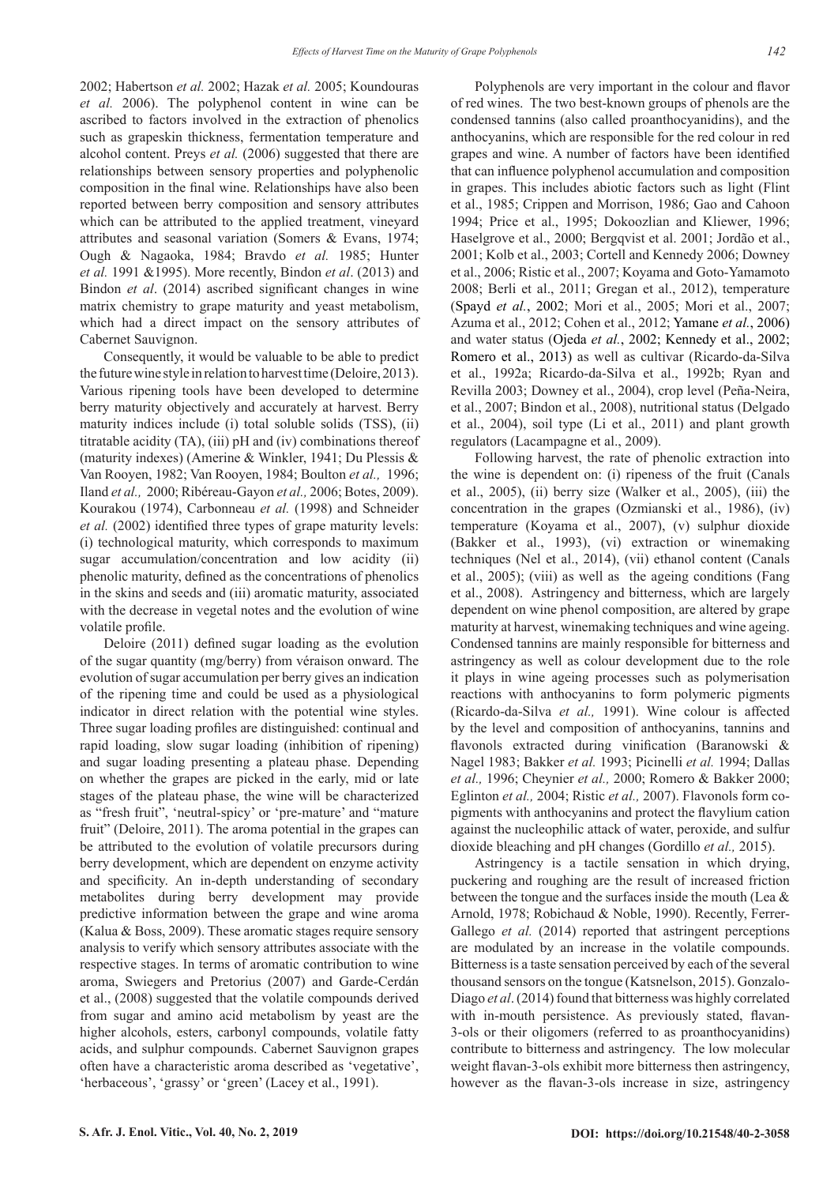2002; Habertson *et al.* 2002; Hazak *et al.* 2005; Koundouras *et al.* 2006). The polyphenol content in wine can be ascribed to factors involved in the extraction of phenolics such as grapeskin thickness, fermentation temperature and alcohol content. Preys *et al.* (2006) suggested that there are relationships between sensory properties and polyphenolic composition in the final wine. Relationships have also been reported between berry composition and sensory attributes which can be attributed to the applied treatment, vineyard attributes and seasonal variation (Somers & Evans, 1974; Ough & Nagaoka, 1984; Bravdo *et al.* 1985; Hunter *et al.* 1991 &1995). More recently, Bindon *et al*. (2013) and Bindon *et al*. (2014) ascribed significant changes in wine matrix chemistry to grape maturity and yeast metabolism, which had a direct impact on the sensory attributes of Cabernet Sauvignon.

Consequently, it would be valuable to be able to predict the future wine style in relation to harvest time (Deloire, 2013). Various ripening tools have been developed to determine berry maturity objectively and accurately at harvest. Berry maturity indices include (i) total soluble solids (TSS), (ii) titratable acidity (TA), (iii) pH and (iv) combinations thereof (maturity indexes) (Amerine & Winkler, 1941; Du Plessis & Van Rooyen, 1982; Van Rooyen, 1984; Boulton *et al.,* 1996; Iland *et al.,* 2000; Ribéreau-Gayon *et al.,* 2006; Botes, 2009). Kourakou (1974), Carbonneau *et al.* (1998) and Schneider *et al.* (2002) identified three types of grape maturity levels: (i) technological maturity, which corresponds to maximum sugar accumulation/concentration and low acidity (ii) phenolic maturity, defined as the concentrations of phenolics in the skins and seeds and (iii) aromatic maturity, associated with the decrease in vegetal notes and the evolution of wine volatile profile.

Deloire (2011) defined sugar loading as the evolution of the sugar quantity (mg/berry) from véraison onward. The evolution of sugar accumulation per berry gives an indication of the ripening time and could be used as a physiological indicator in direct relation with the potential wine styles. Three sugar loading profiles are distinguished: continual and rapid loading, slow sugar loading (inhibition of ripening) and sugar loading presenting a plateau phase. Depending on whether the grapes are picked in the early, mid or late stages of the plateau phase, the wine will be characterized as "fresh fruit", 'neutral-spicy' or 'pre-mature' and "mature fruit" (Deloire, 2011). The aroma potential in the grapes can be attributed to the evolution of volatile precursors during berry development, which are dependent on enzyme activity and specificity. An in-depth understanding of secondary metabolites during berry development may provide predictive information between the grape and wine aroma (Kalua & Boss, 2009). These aromatic stages require sensory analysis to verify which sensory attributes associate with the respective stages. In terms of aromatic contribution to wine aroma, Swiegers and Pretorius (2007) and Garde-Cerdán et al., (2008) suggested that the volatile compounds derived from sugar and amino acid metabolism by yeast are the higher alcohols, esters, carbonyl compounds, volatile fatty acids, and sulphur compounds. Cabernet Sauvignon grapes often have a characteristic aroma described as 'vegetative', 'herbaceous', 'grassy' or 'green' (Lacey et al., 1991).

Polyphenols are very important in the colour and flavor of red wines. The two best-known groups of phenols are the condensed tannins (also called proanthocyanidins), and the anthocyanins, which are responsible for the red colour in red grapes and wine. A number of factors have been identified that can influence polyphenol accumulation and composition in grapes. This includes abiotic factors such as light (Flint et al., 1985; Crippen and Morrison, 1986; Gao and Cahoon 1994; Price et al., 1995; Dokoozlian and Kliewer, 1996; Haselgrove et al., 2000; Bergqvist et al. 2001; Jordão et al., 2001; Kolb et al., 2003; Cortell and Kennedy 2006; Downey et al., 2006; Ristic et al., 2007; Koyama and Goto-Yamamoto 2008; Berli et al., 2011; Gregan et al., 2012), temperature (Spayd *et al.*, 2002; Mori et al., 2005; Mori et al., 2007; Azuma et al., 2012; Cohen et al., 2012; Yamane *et al.*, 2006) and water status (Ojeda *et al.*, 2002; Kennedy et al., 2002; Romero et al., 2013) as well as cultivar (Ricardo-da-Silva et al., 1992a; Ricardo-da-Silva et al., 1992b; Ryan and Revilla 2003; Downey et al., 2004), crop level (Peña-Neira, et al., 2007; Bindon et al., 2008), nutritional status (Delgado et al., 2004), soil type (Li et al., 2011) and plant growth regulators (Lacampagne et al., 2009).

Following harvest, the rate of phenolic extraction into the wine is dependent on: (i) ripeness of the fruit (Canals et al., 2005), (ii) berry size (Walker et al., 2005), (iii) the concentration in the grapes (Ozmianski et al., 1986), (iv) temperature (Koyama et al., 2007), (v) sulphur dioxide (Bakker et al., 1993), (vi) extraction or winemaking techniques (Nel et al., 2014), (vii) ethanol content (Canals et al., 2005); (viii) as well as the ageing conditions (Fang et al., 2008). Astringency and bitterness, which are largely dependent on wine phenol composition, are altered by grape maturity at harvest, winemaking techniques and wine ageing. Condensed tannins are mainly responsible for bitterness and astringency as well as colour development due to the role it plays in wine ageing processes such as polymerisation reactions with anthocyanins to form polymeric pigments (Ricardo-da-Silva *et al.,* 1991). Wine colour is affected by the level and composition of anthocyanins, tannins and flavonols extracted during vinification (Baranowski & Nagel 1983; Bakker *et al.* 1993; Picinelli *et al.* 1994; Dallas *et al.,* 1996; Cheynier *et al.,* 2000; Romero & Bakker 2000; Eglinton *et al.,* 2004; Ristic *et al.,* 2007). Flavonols form co-pigments with anthocyanins and protect the flavylium cation against the nucleophilic attack of water, peroxide, and sulfur dioxide bleaching and pH changes (Gordillo *et al.,* 2015).

Astringency is a tactile sensation in which drying, puckering and roughing are the result of increased friction between the tongue and the surfaces inside the mouth (Lea & Arnold, 1978; Robichaud & Noble, 1990). Recently, Ferrer-Gallego *et al.* (2014) reported that astringent perceptions are modulated by an increase in the volatile compounds. Bitterness is a taste sensation perceived by each of the several thousand sensors on the tongue (Katsnelson, 2015). Gonzalo-Diago *et al*. (2014) found that bitterness was highly correlated with in-mouth persistence. As previously stated, flavan-3-ols or their oligomers (referred to as proanthocyanidins) contribute to bitterness and astringency. The low molecular weight flavan-3-ols exhibit more bitterness then astringency, however as the flavan-3-ols increase in size, astringency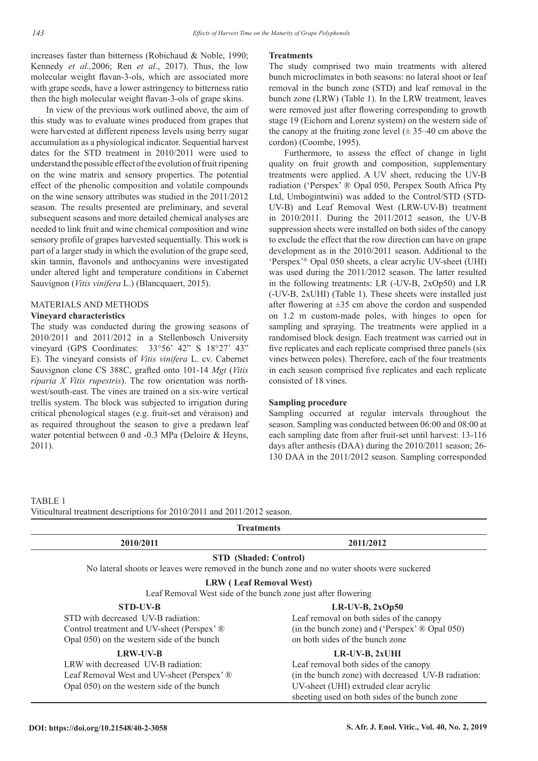increases faster than bitterness (Robichaud & Noble, 1990; Kennedy *et al.,*2006; Ren *et al*., 2017). Thus, the low molecular weight flavan-3-ols, which are associated more with grape seeds, have a lower astringency to bitterness ratio then the high molecular weight flavan-3-ols of grape skins.

In view of the previous work outlined above, the aim of this study was to evaluate wines produced from grapes that were harvested at different ripeness levels using berry sugar accumulation as a physiological indicator. Sequential harvest dates for the STD treatment in 2010/2011 were used to understand the possible effect of the evolution of fruit ripening on the wine matrix and sensory properties. The potential effect of the phenolic composition and volatile compounds on the wine sensory attributes was studied in the 2011/2012 season. The results presented are preliminary, and several subsequent seasons and more detailed chemical analyses are needed to link fruit and wine chemical composition and wine sensory profile of grapes harvested sequentially. This work is part of a larger study in which the evolution of the grape seed, skin tannin, flavonols and anthocyanins were investigated under altered light and temperature conditions in Cabernet Sauvignon (*Vitis vinifera* L.) (Blancquaert, 2015).

## MATERIALS AND METHODS

### Vineyard characteristics

The study was conducted during the growing seasons of 2010/2011 and 2011/2012 in a Stellenbosch University vineyard (GPS Coordinates: 33°56' 42" S 18°27' 43" E). The vineyard consists of *Vitis vinifera* L. cv. Cabernet Sauvignon clone CS 388C, grafted onto 101-14 *Mgt* (*Vitis riparia X Vitis rupestris*). The row orientation was north-west/south-east. The vines are trained on a six-wire vertical trellis system. The block was subjected to irrigation during critical phenological stages (e.g. fruit-set and véraison) and as required throughout the season to give a predawn leaf water potential between 0 and -0.3 MPa (Deloire & Heyns, 2011).

### Treatments

The study comprised two main treatments with altered bunch microclimates in both seasons: no lateral shoot or leaf removal in the bunch zone (STD) and leaf removal in the bunch zone (LRW) (Table 1). In the LRW treatment, leaves were removed just after flowering corresponding to growth stage 19 (Eichorn and Lorenz system) on the western side of the canopy at the fruiting zone level (± 35–40 cm above the cordon) (Coombe, 1995).

Furthermore, to assess the effect of change in light quality on fruit growth and composition, supplementary treatments were applied. A UV sheet, reducing the UV-B radiation ('Perspex' ® Opal 050, Perspex South Africa Pty Ltd, Umbogintwini) was added to the Control/STD (STD-UV-B) and Leaf Removal West (LRW-UV-B) treatment in 2010/2011. During the 2011/2012 season, the UV-B suppression sheets were installed on both sides of the canopy to exclude the effect that the row direction can have on grape development as in the 2010/2011 season. Additional to the 'Perspex'® Opal 050 sheets, a clear acrylic UV-sheet (UHI) was used during the 2011/2012 season. The latter resulted in the following treatments: LR (-UV-B, 2xOp50) and LR (-UV-B, 2xUHI) (Table 1). These sheets were installed just after flowering at ±35 cm above the cordon and suspended on 1.2 m custom-made poles, with hinges to open for sampling and spraying. The treatments were applied in a randomised block design. Each treatment was carried out in five replicates and each replicate comprised three panels (six vines between poles). Therefore, each of the four treatments in each season comprised five replicates and each replicate consisted of 18 vines.

### Sampling procedure

Sampling occurred at regular intervals throughout the season. Sampling was conducted between 06:00 and 08:00 at each sampling date from after fruit-set until harvest: 13-116 days after anthesis (DAA) during the 2010/2011 season; 26-130 DAA in the 2011/2012 season. Sampling corresponded

TABLE 1
Viticultural treatment descriptions for 2010/2011 and 2011/2012 season.

| Treatments | |
|---|---|
| **2010/2011** | **2011/2012** |
| **STD (Shaded: Control)** No lateral shoots or leaves were removed in the bunch zone and no water shoots were suckered | |
| **LRW ( Leaf Removal West)** Leaf Removal West side of the bunch zone just after flowering | |
| **STD-UV-B** STD with decreased UV-B radiation: Control treatment and UV-sheet (Perspex' ® Opal 050) on the western side of the bunch | **LR-UV-B, 2xOp50** Leaf removal on both sides of the canopy (in the bunch zone) and ('Perspex' ® Opal 050) on both sides of the bunch zone |
| **LRW-UV-B** LRW with decreased UV-B radiation: Leaf Removal West and UV-sheet (Perspex' ® Opal 050) on the western side of the bunch | **LR-UV-B, 2xUHI** Leaf removal both sides of the canopy (in the bunch zone) with decreased UV-B radiation: UV-sheet (UHI) extruded clear acrylic sheeting used on both sides of the bunch zone |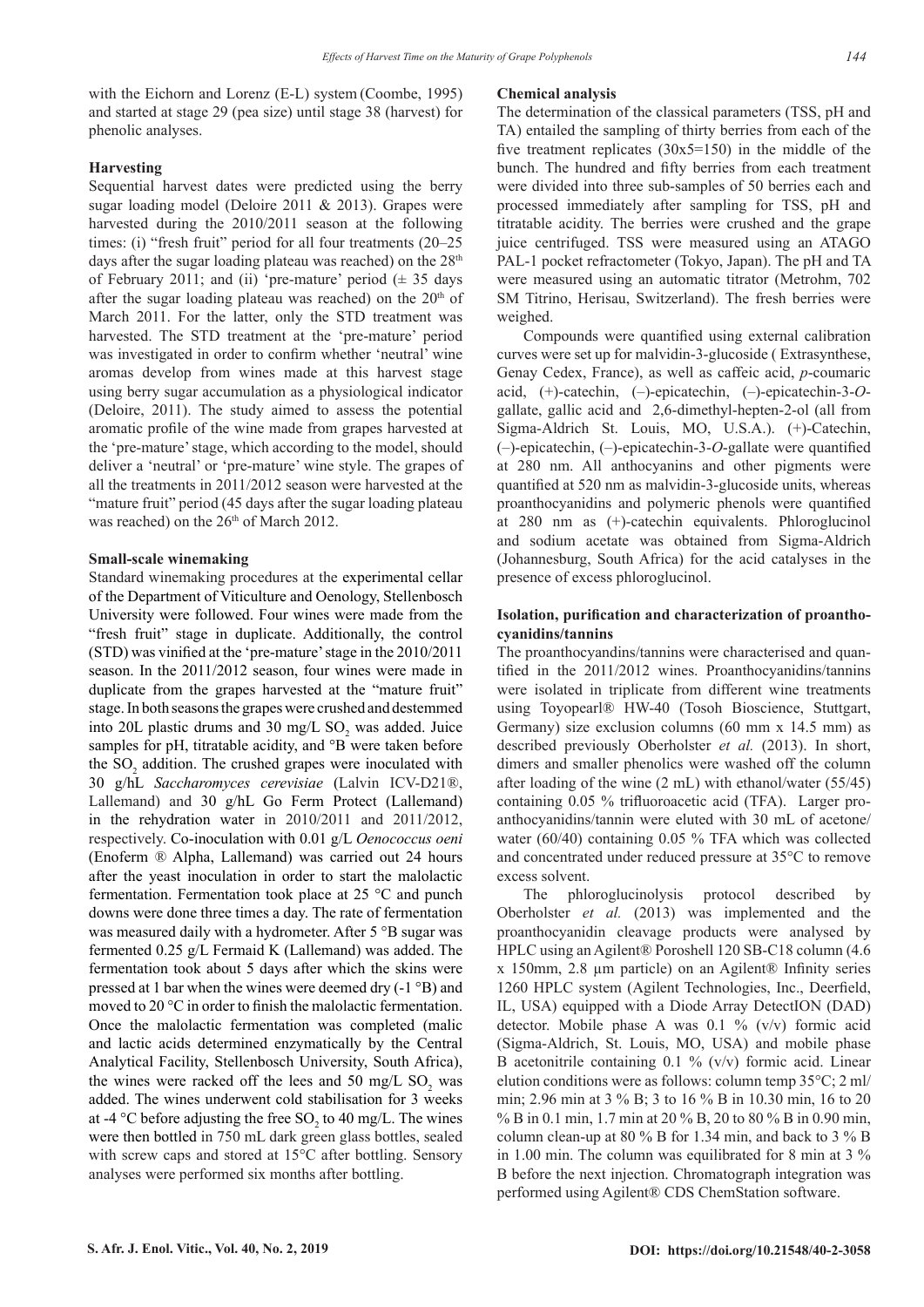with the Eichorn and Lorenz (E-L) system (Coombe, 1995) and started at stage 29 (pea size) until stage 38 (harvest) for phenolic analyses.

### Harvesting

Sequential harvest dates were predicted using the berry sugar loading model (Deloire 2011 & 2013). Grapes were harvested during the 2010/2011 season at the following times: (i) "fresh fruit" period for all four treatments (20–25 days after the sugar loading plateau was reached) on the 28th of February 2011; and (ii) 'pre-mature' period (± 35 days after the sugar loading plateau was reached) on the 20th of March 2011. For the latter, only the STD treatment was harvested. The STD treatment at the 'pre-mature' period was investigated in order to confirm whether 'neutral' wine aromas develop from wines made at this harvest stage using berry sugar accumulation as a physiological indicator (Deloire, 2011). The study aimed to assess the potential aromatic profile of the wine made from grapes harvested at the 'pre-mature' stage, which according to the model, should deliver a 'neutral' or 'pre-mature' wine style. The grapes of all the treatments in 2011/2012 season were harvested at the "mature fruit" period (45 days after the sugar loading plateau was reached) on the 26th of March 2012.

### Small-scale winemaking

Standard winemaking procedures at the experimental cellar of the Department of Viticulture and Oenology, Stellenbosch University were followed. Four wines were made from the "fresh fruit" stage in duplicate. Additionally, the control (STD) was vinified at the 'pre-mature' stage in the 2010/2011 season. In the 2011/2012 season, four wines were made in duplicate from the grapes harvested at the "mature fruit" stage. In both seasons the grapes were crushed and destemmed into 20L plastic drums and 30 mg/L $SO_2$ was added. Juice samples for pH, titratable acidity, and °B were taken before the $SO_2$ addition. The crushed grapes were inoculated with 30 g/hL *Saccharomyces cerevisiae* (Lalvin ICV-D21®, Lallemand) and 30 g/hL Go Ferm Protect (Lallemand) in the rehydration water in 2010/2011 and 2011/2012, respectively. Co-inoculation with 0.01 g/L *Oenococcus oeni* (Enoferm ® Alpha, Lallemand) was carried out 24 hours after the yeast inoculation in order to start the malolactic fermentation. Fermentation took place at 25 °C and punch downs were done three times a day. The rate of fermentation was measured daily with a hydrometer. After 5 °B sugar was fermented 0.25 g/L Fermaid K (Lallemand) was added. The fermentation took about 5 days after which the skins were pressed at 1 bar when the wines were deemed dry (-1 °B) and moved to 20 °C in order to finish the malolactic fermentation. Once the malolactic fermentation was completed (malic and lactic acids determined enzymatically by the Central Analytical Facility, Stellenbosch University, South Africa), the wines were racked off the lees and 50 mg/L $SO_2$ was added. The wines underwent cold stabilisation for 3 weeks at -4 °C before adjusting the free $SO_2$ to 40 mg/L. The wines were then bottled in 750 mL dark green glass bottles, sealed with screw caps and stored at 15°C after bottling. Sensory analyses were performed six months after bottling.

### Chemical analysis

The determination of the classical parameters (TSS, pH and TA) entailed the sampling of thirty berries from each of the five treatment replicates (30x5=150) in the middle of the bunch. The hundred and fifty berries from each treatment were divided into three sub-samples of 50 berries each and processed immediately after sampling for TSS, pH and titratable acidity. The berries were crushed and the grape juice centrifuged. TSS were measured using an ATAGO PAL-1 pocket refractometer (Tokyo, Japan). The pH and TA were measured using an automatic titrator (Metrohm, 702 SM Titrino, Herisau, Switzerland). The fresh berries were weighed.

Compounds were quantified using external calibration curves were set up for malvidin-3-glucoside ( Extrasynthese, Genay Cedex, France), as well as caffeic acid, *p*-coumaric acid, (+)-catechin, (–)-epicatechin, (–)-epicatechin-3-*O*-gallate, gallic acid and 2,6-dimethyl-hepten-2-ol (all from Sigma-Aldrich St. Louis, MO, U.S.A.). (+)-Catechin, (–)-epicatechin, (–)-epicatechin-3-*O*-gallate were quantified at 280 nm. All anthocyanins and other pigments were quantified at 520 nm as malvidin-3-glucoside units, whereas proanthocyanidins and polymeric phenols were quantified at 280 nm as (+)-catechin equivalents. Phloroglucinol and sodium acetate was obtained from Sigma-Aldrich (Johannesburg, South Africa) for the acid catalyses in the presence of excess phloroglucinol.

### Isolation, purification and characterization of proanthocyanidins/tannins

The proanthocyandins/tannins were characterised and quantified in the 2011/2012 wines. Proanthocyanidins/tannins were isolated in triplicate from different wine treatments using Toyopearl® HW-40 (Tosoh Bioscience, Stuttgart, Germany) size exclusion columns (60 mm x 14.5 mm) as described previously Oberholster *et al.* (2013). In short, dimers and smaller phenolics were washed off the column after loading of the wine (2 mL) with ethanol/water (55/45) containing 0.05 % trifluoroacetic acid (TFA). Larger proanthocyanidins/tannin were eluted with 30 mL of acetone/water (60/40) containing 0.05 % TFA which was collected and concentrated under reduced pressure at 35°C to remove excess solvent.

The phloroglucinolysis protocol described by Oberholster *et al.* (2013) was implemented and the proanthocyanidin cleavage products were analysed by HPLC using an Agilent® Poroshell 120 SB-C18 column (4.6 x 150mm, 2.8 µm particle) on an Agilent® Infinity series 1260 HPLC system (Agilent Technologies, Inc., Deerfield, IL, USA) equipped with a Diode Array DetectION (DAD) detector. Mobile phase A was 0.1 % (v/v) formic acid (Sigma-Aldrich, St. Louis, MO, USA) and mobile phase B acetonitrile containing 0.1 % (v/v) formic acid. Linear elution conditions were as follows: column temp 35°C; 2 ml/min; 2.96 min at 3 % B; 3 to 16 % B in 10.30 min, 16 to 20 % B in 0.1 min, 1.7 min at 20 % B, 20 to 80 % B in 0.90 min, column clean-up at 80 % B for 1.34 min, and back to 3 % B in 1.00 min. The column was equilibrated for 8 min at 3 % B before the next injection. Chromatograph integration was performed using Agilent® CDS ChemStation software.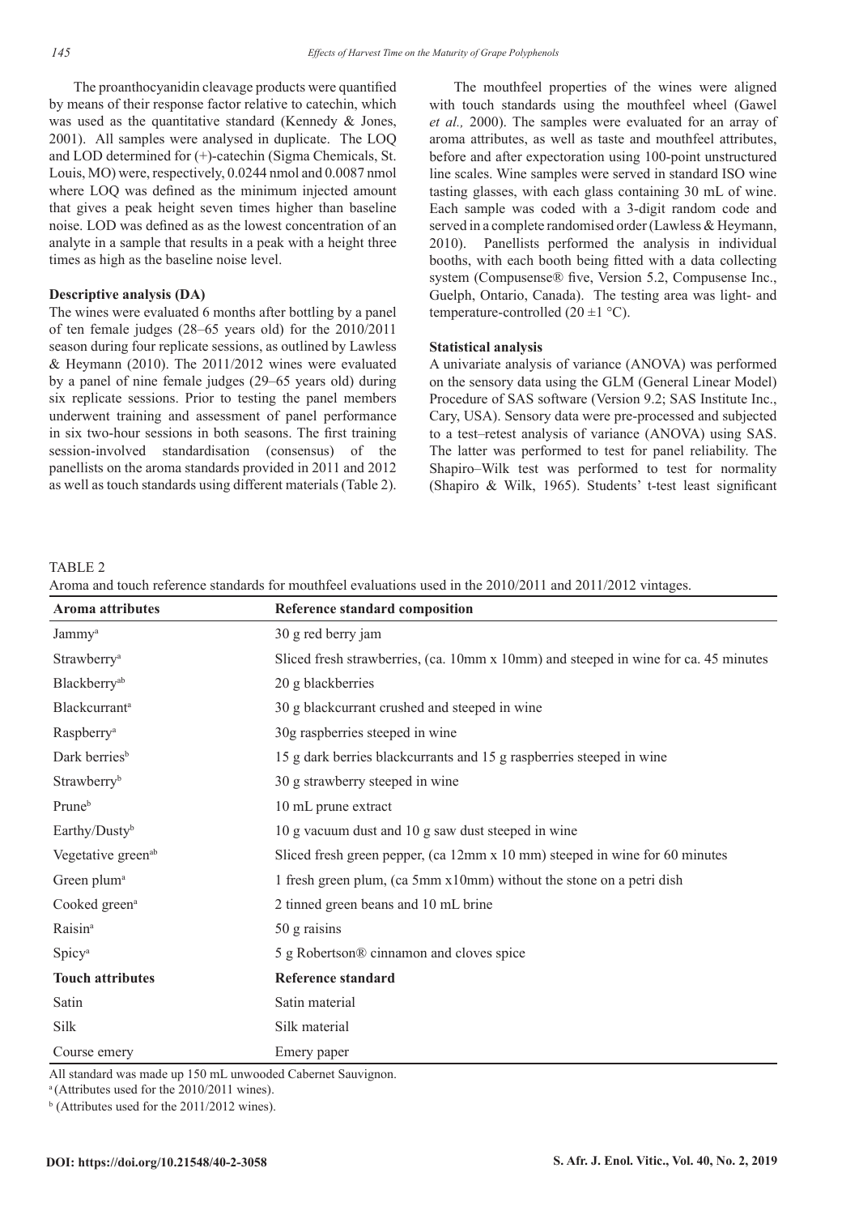The proanthocyanidin cleavage products were quantified by means of their response factor relative to catechin, which was used as the quantitative standard (Kennedy & Jones, 2001). All samples were analysed in duplicate. The LOQ and LOD determined for (+)-catechin (Sigma Chemicals, St. Louis, MO) were, respectively, 0.0244 nmol and 0.0087 nmol where LOQ was defined as the minimum injected amount that gives a peak height seven times higher than baseline noise. LOD was defined as as the lowest concentration of an analyte in a sample that results in a peak with a height three times as high as the baseline noise level.

**Descriptive analysis (DA)**

The wines were evaluated 6 months after bottling by a panel of ten female judges (28–65 years old) for the 2010/2011 season during four replicate sessions, as outlined by Lawless & Heymann (2010). The 2011/2012 wines were evaluated by a panel of nine female judges (29–65 years old) during six replicate sessions. Prior to testing the panel members underwent training and assessment of panel performance in six two-hour sessions in both seasons. The first training session-involved standardisation (consensus) of the panellists on the aroma standards provided in 2011 and 2012 as well as touch standards using different materials (Table 2).

The mouthfeel properties of the wines were aligned with touch standards using the mouthfeel wheel (Gawel *et al.,* 2000). The samples were evaluated for an array of aroma attributes, as well as taste and mouthfeel attributes, before and after expectoration using 100-point unstructured line scales. Wine samples were served in standard ISO wine tasting glasses, with each glass containing 30 mL of wine. Each sample was coded with a 3-digit random code and served in a complete randomised order (Lawless & Heymann, 2010). Panellists performed the analysis in individual booths, with each booth being fitted with a data collecting system (Compusense® five, Version 5.2, Compusense Inc., Guelph, Ontario, Canada). The testing area was light- and temperature-controlled (20 ±1 °C).

**Statistical analysis**

A univariate analysis of variance (ANOVA) was performed on the sensory data using the GLM (General Linear Model) Procedure of SAS software (Version 9.2; SAS Institute Inc., Cary, USA). Sensory data were pre-processed and subjected to a test–retest analysis of variance (ANOVA) using SAS. The latter was performed to test for panel reliability. The Shapiro–Wilk test was performed to test for normality (Shapiro & Wilk, 1965). Students' t-test least significant

TABLE 2

Aroma and touch reference standards for mouthfeel evaluations used in the 2010/2011 and 2011/2012 vintages.

| **Aroma attributes** | **Reference standard composition** |
|---|---|
| Jammy[a] | 30 g red berry jam |
| Strawberry[a] | Sliced fresh strawberries, (ca. 10mm x 10mm) and steeped in wine for ca. 45 minutes |
| Blackberry[ab] | 20 g blackberries |
| Blackcurrant[a] | 30 g blackcurrant crushed and steeped in wine |
| Raspberry[a] | 30g raspberries steeped in wine |
| Dark berries[b] | 15 g dark berries blackcurrants and 15 g raspberries steeped in wine |
| Strawberry[b] | 30 g strawberry steeped in wine |
| Prune[b] | 10 mL prune extract |
| Earthy/Dusty[b] | 10 g vacuum dust and 10 g saw dust steeped in wine |
| Vegetative green[ab] | Sliced fresh green pepper, (ca 12mm x 10 mm) steeped in wine for 60 minutes |
| Green plum[a] | 1 fresh green plum, (ca 5mm x10mm) without the stone on a petri dish |
| Cooked green[a] | 2 tinned green beans and 10 mL brine |
| Raisin[a] | 50 g raisins |
| Spicy[a] | 5 g Robertson® cinnamon and cloves spice |
| **Touch attributes** | **Reference standard** |
| Satin | Satin material |
| Silk | Silk material |
| Course emery | Emery paper |

All standard was made up 150 mL unwooded Cabernet Sauvignon.

[a] (Attributes used for the 2010/2011 wines).

[b] (Attributes used for the 2011/2012 wines).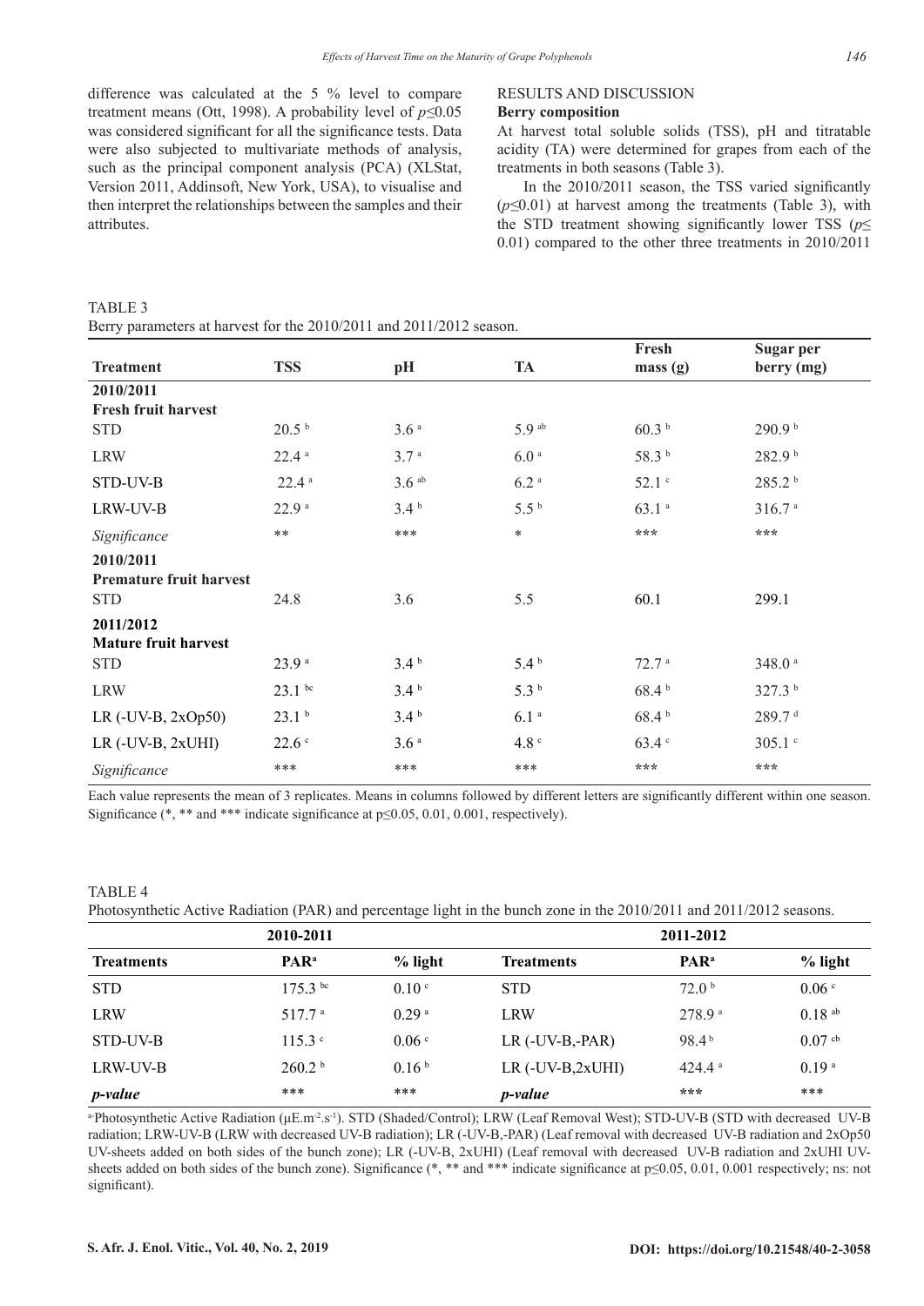difference was calculated at the 5 % level to compare treatment means (Ott, 1998). A probability level of $p \leq 0.05$ was considered significant for all the significance tests. Data were also subjected to multivariate methods of analysis, such as the principal component analysis (PCA) (XLStat, Version 2011, Addinsoft, New York, USA), to visualise and then interpret the relationships between the samples and their attributes.

## RESULTS AND DISCUSSION

### Berry composition

At harvest total soluble solids (TSS), pH and titratable acidity (TA) were determined for grapes from each of the treatments in both seasons (Table 3).

In the 2010/2011 season, the TSS varied significantly ($p \leq 0.01$) at harvest among the treatments (Table 3), with the STD treatment showing significantly lower TSS ($p \leq 0.01$) compared to the other three treatments in 2010/2011

TABLE 3
Berry parameters at harvest for the 2010/2011 and 2011/2012 season.

| Treatment | TSS | pH | TA | Fresh mass (g) | Sugar per berry (mg) |
|---|---|---|---|---|---|
| **2010/2011** | | | | | |
| **Fresh fruit harvest** | | | | | |
| STD | 20.5 [b] | 3.6 [a] | 5.9 [ab] | 60.3 [b] | 290.9 [b] |
| LRW | 22.4 [a] | 3.7 [a] | 6.0 [a] | 58.3 [b] | 282.9 [b] |
| STD-UV-B | 22.4 [a] | 3.6 [ab] | 6.2 [a] | 52.1 [c] | 285.2 [b] |
| LRW-UV-B | 22.9 [a] | 3.4 [b] | 5.5 [b] | 63.1 [a] | 316.7 [a] |
| *Significance* | ** | *** | * | *** | *** |
| **2010/2011** | | | | | |
| **Premature fruit harvest** | | | | | |
| STD | 24.8 | 3.6 | 5.5 | 60.1 | 299.1 |
| **2011/2012** | | | | | |
| **Mature fruit harvest** | | | | | |
| STD | 23.9 [a] | 3.4 [b] | 5.4 [b] | 72.7 [a] | 348.0 [a] |
| LRW | 23.1 [bc] | 3.4 [b] | 5.3 [b] | 68.4 [b] | 327.3 [b] |
| LR (-UV-B, 2xOp50) | 23.1 [b] | 3.4 [b] | 6.1 [a] | 68.4 [b] | 289.7 [d] |
| LR (-UV-B, 2xUHI) | 22.6 [c] | 3.6 [a] | 4.8 [c] | 63.4 [c] | 305.1 [c] |
| *Significance* | *** | *** | *** | *** | *** |

Each value represents the mean of 3 replicates. Means in columns followed by different letters are significantly different within one season. Significance (*, ** and *** indicate significance at $p \leq 0.05$, 0.01, 0.001, respectively).

TABLE 4
Photosynthetic Active Radiation (PAR) and percentage light in the bunch zone in the 2010/2011 and 2011/2012 seasons.

| 2010-2011 | | | 2011-2012 | | |
|---|---|---|---|---|---|
| **Treatments** | **PAR[a]** | **% light** | **Treatments** | **PAR[a]** | **% light** |
| STD | 175.3 [bc] | 0.10 [c] | STD | 72.0 [b] | 0.06 [c] |
| LRW | 517.7 [a] | 0.29 [a] | LRW | 278.9 [a] | 0.18 [ab] |
| STD-UV-B | 115.3 [c] | 0.06 [c] | LR (-UV-B,-PAR) | 98.4 [b] | 0.07 [cb] |
| LRW-UV-B | 260.2 [b] | 0.16 [b] | LR (-UV-B,2xUHI) | 424.4 [a] | 0.19 [a] |
| ***p-value*** | *** | *** | ***p-value*** | *** | *** |

[a]-Photosynthetic Active Radiation ($\mu E.m^{-2}.s^{-1}$). STD (Shaded/Control); LRW (Leaf Removal West); STD-UV-B (STD with decreased UV-B radiation; LRW-UV-B (LRW with decreased UV-B radiation); LR (-UV-B,-PAR) (Leaf removal with decreased UV-B radiation and 2xOp50 UV-sheets added on both sides of the bunch zone); LR (-UV-B, 2xUHI) (Leaf removal with decreased UV-B radiation and 2xUHI UV-sheets added on both sides of the bunch zone). Significance (*, ** and *** indicate significance at $p \leq 0.05$, 0.01, 0.001 respectively; ns: not significant).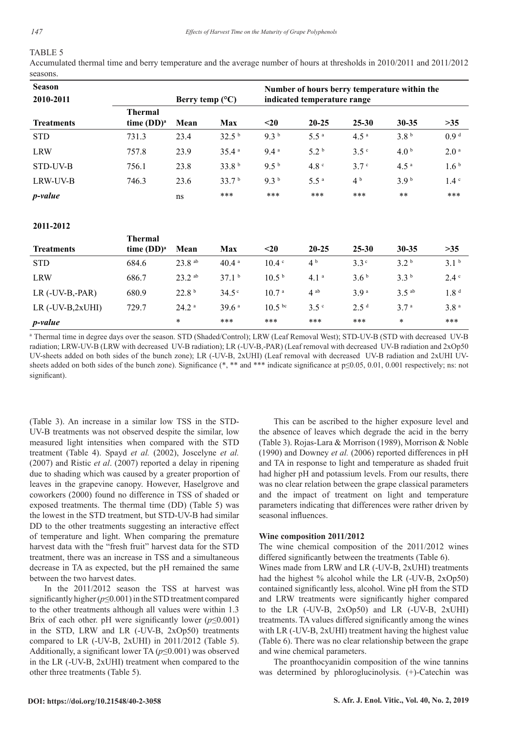TABLE 5

Accumulated thermal time and berry temperature and the average number of hours at thresholds in 2010/2011 and 2011/2012 seasons.

| Season 2010-2011 | | Berry temp (°C) | | Number of hours berry temperature within the indicated temperature range | | | | |
|---|---|---|---|---|---|---|---|---|
| Treatments | Thermal time (DD)[a] | Mean | Max | <20 | 20-25 | 25-30 | 30-35 | >35 |
| STD | 731.3 | 23.4 | 32.5 [b] | 9.3 [b] | 5.5 [a] | 4.5 [a] | 3.8 [b] | 0.9 [d] |
| LRW | 757.8 | 23.9 | 35.4 [a] | 9.4 [a] | 5.2 [b] | 3.5 [c] | 4.0 [b] | 2.0 [a] |
| STD-UV-B | 756.1 | 23.8 | 33.8 [b] | 9.5 [b] | 4.8 [c] | 3.7 [c] | 4.5 [a] | 1.6 [b] |
| LRW-UV-B | 746.3 | 23.6 | 33.7 [b] | 9.3 [b] | 5.5 [a] | 4 [b] | 3.9 [b] | 1.4 [c] |
| *p-value* | | ns | *** | *** | *** | *** | ** | *** |
| **2011-2012** | | | | | | | | |
| Treatments | Thermal time (DD)[a] | Mean | Max | <20 | 20-25 | 25-30 | 30-35 | >35 |
| STD | 684.6 | 23.8 [ab] | 40.4 [a] | 10.4 [c] | 4 [b] | 3.3 [c] | 3.2 [b] | 3.1 [b] |
| LRW | 686.7 | 23.2 [ab] | 37.1 [b] | 10.5 [b] | 4.1 [a] | 3.6 [b] | 3.3 [b] | 2.4 [c] |
| LR (-UV-B,-PAR) | 680.9 | 22.8 [b] | 34.5 [c] | 10.7 [a] | 4 [ab] | 3.9 [a] | 3.5 [ab] | 1.8 [d] |
| LR (-UV-B,2xUHI) | 729.7 | 24.2 [a] | 39.6 [a] | 10.5 [bc] | 3.5 [c] | 2.5 [d] | 3.7 [a] | 3.8 [a] |
| *p-value* | | * | *** | *** | *** | *** | * | *** |

[a] Thermal time in degree days over the season. STD (Shaded/Control); LRW (Leaf Removal West); STD-UV-B (STD with decreased UV-B radiation); LRW-UV-B (LRW with decreased UV-B radiation); LR (-UV-B,-PAR) (Leaf removal with decreased UV-B radiation and 2xOp50 UV-sheets added on both sides of the bunch zone); LR (-UV-B, 2xUHI) (Leaf removal with decreased UV-B radiation and 2xUHI UV-sheets added on both sides of the bunch zone). Significance (*, ** and *** indicate significance at $p \leq 0.05$, 0.01, 0.001 respectively; ns: not significant).

(Table 3). An increase in a similar low TSS in the STD-UV-B treatments was not observed despite the similar, low measured light intensities when compared with the STD treatment (Table 4). Spayd *et al.* (2002), Joscelyne *et al.* (2007) and Ristic *et al*. (2007) reported a delay in ripening due to shading which was caused by a greater proportion of leaves in the grapevine canopy. However, Haselgrove and coworkers (2000) found no difference in TSS of shaded or exposed treatments. The thermal time (DD) (Table 5) was the lowest in the STD treatment, but STD-UV-B had similar DD to the other treatments suggesting an interactive effect of temperature and light. When comparing the premature harvest data with the "fresh fruit" harvest data for the STD treatment, there was an increase in TSS and a simultaneous decrease in TA as expected, but the pH remained the same between the two harvest dates.

In the 2011/2012 season the TSS at harvest was significantly higher ($p \leq 0.001$) in the STD treatment compared to the other treatments although all values were within 1.3 Brix of each other. pH were significantly lower ($p \leq 0.001$) in the STD, LRW and LR (-UV-B, 2xOp50) treatments compared to LR (-UV-B, 2xUHI) in 2011/2012 (Table 5). Additionally, a significant lower TA ($p \leq 0.001$) was observed in the LR (-UV-B, 2xUHI) treatment when compared to the other three treatments (Table 5).

This can be ascribed to the higher exposure level and the absence of leaves which degrade the acid in the berry (Table 3). Rojas-Lara & Morrison (1989), Morrison & Noble (1990) and Downey *et al.* (2006) reported differences in pH and TA in response to light and temperature as shaded fruit had higher pH and potassium levels. From our results, there was no clear relation between the grape classical parameters and the impact of treatment on light and temperature parameters indicating that differences were rather driven by seasonal influences.

#### Wine composition 2011/2012

The wine chemical composition of the 2011/2012 wines differed significantly between the treatments (Table 6).

Wines made from LRW and LR (-UV-B, 2xUHI) treatments had the highest % alcohol while the LR (-UV-B, 2xOp50) contained significantly less, alcohol. Wine pH from the STD and LRW treatments were significantly higher compared to the LR (-UV-B, 2xOp50) and LR (-UV-B, 2xUHI) treatments. TA values differed significantly among the wines with LR (-UV-B, 2xUHI) treatment having the highest value (Table 6). There was no clear relationship between the grape and wine chemical parameters.

The proanthocyanidin composition of the wine tannins was determined by phloroglucinolysis. (+)-Catechin was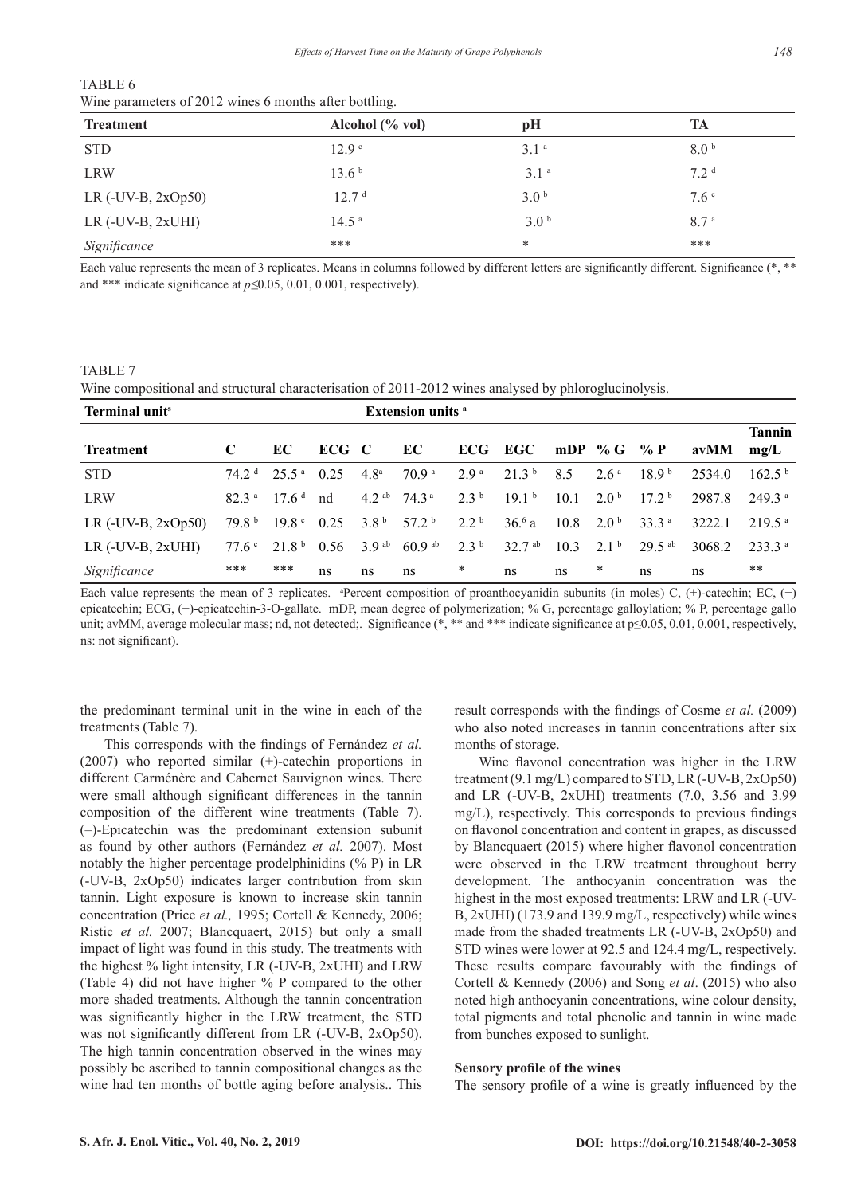TABLE 6
Wine parameters of 2012 wines 6 months after bottling.

| Treatment | Alcohol (% vol) | pH | TA |
|---|---|---|---|
| STD | 12.9 [c] | 3.1 [a] | 8.0 [b] |
| LRW | 13.6 [b] | 3.1 [a] | 7.2 [d] |
| LR (-UV-B, 2xOp50) | 12.7 [d] | 3.0 [b] | 7.6 [c] |
| LR (-UV-B, 2xUHI) | 14.5 [a] | 3.0 [b] | 8.7 [a] |
| *Significance* | *** | * | *** |

Each value represents the mean of 3 replicates. Means in columns followed by different letters are significantly different. Significance (*, ** and *** indicate significance at $p \leq 0.05$, 0.01, 0.001, respectively).

TABLE 7
Wine compositional and structural characterisation of 2011-2012 wines analysed by phloroglucinolysis.

| Terminal unit[a] | | | | Extension units [a] | | | | | | | | |
|---|---|---|---|---|---|---|---|---|---|---|---|---|
| **Treatment** | **C** | **EC** | **ECG** | **C** | **EC** | **ECG** | **EGC** | **mDP** | **% G** | **% P** | **avMM** | **Tannin mg/L** |
| STD | 74.2 [d] | 25.5 [a] | 0.25 | 4.8[a] | 70.9 [a] | 2.9 [a] | 21.3 [b] | 8.5 | 2.6 [a] | 18.9 [b] | 2534.0 | 162.5 [b] |
| LRW | 82.3 [a] | 17.6 [d] | nd | 4.2 [ab] | 74.3 [a] | 2.3 [b] | 19.1 [b] | 10.1 | 2.0 [b] | 17.2 [b] | 2987.8 | 249.3 [a] |
| LR (-UV-B, 2xOp50) | 79.8 [b] | 19.8 [c] | 0.25 | 3.8 [b] | 57.2 [b] | 2.2 [b] | 36.[6] a | 10.8 | 2.0 [b] | 33.3 [a] | 3222.1 | 219.5 [a] |
| LR (-UV-B, 2xUHI) | 77.6 [c] | 21.8 [b] | 0.56 | 3.9 [ab] | 60.9 [ab] | 2.3 [b] | 32.7 [ab] | 10.3 | 2.1 [b] | 29.5 [ab] | 3068.2 | 233.3 [a] |
| *Significance* | *** | *** | ns | ns | ns | * | ns | ns | * | ns | ns | ** |

Each value represents the mean of 3 replicates. [a]Percent composition of proanthocyanidin subunits (in moles) C, (+)-catechin; EC, (−) epicatechin; ECG, (−)-epicatechin-3-O-gallate. mDP, mean degree of polymerization; % G, percentage galloylation; % P, percentage gallo unit; avMM, average molecular mass; nd, not detected;. Significance (*, ** and *** indicate significance at $p \leq 0.05$, 0.01, 0.001, respectively, ns: not significant).

the predominant terminal unit in the wine in each of the treatments (Table 7).

This corresponds with the findings of Fernández *et al.* (2007) who reported similar (+)-catechin proportions in different Carménère and Cabernet Sauvignon wines. There were small although significant differences in the tannin composition of the different wine treatments (Table 7). (–)-Epicatechin was the predominant extension subunit as found by other authors (Fernández *et al.* 2007). Most notably the higher percentage prodelphinidins (% P) in LR (-UV-B, 2xOp50) indicates larger contribution from skin tannin. Light exposure is known to increase skin tannin concentration (Price *et al.,* 1995; Cortell & Kennedy, 2006; Ristic *et al.* 2007; Blancquaert, 2015) but only a small impact of light was found in this study. The treatments with the highest % light intensity, LR (-UV-B, 2xUHI) and LRW (Table 4) did not have higher % P compared to the other more shaded treatments. Although the tannin concentration was significantly higher in the LRW treatment, the STD was not significantly different from LR (-UV-B, 2xOp50). The high tannin concentration observed in the wines may possibly be ascribed to tannin compositional changes as the wine had ten months of bottle aging before analysis.. This result corresponds with the findings of Cosme *et al.* (2009) who also noted increases in tannin concentrations after six months of storage.

Wine flavonol concentration was higher in the LRW treatment (9.1 mg/L) compared to STD, LR (-UV-B, 2xOp50) and LR (-UV-B, 2xUHI) treatments (7.0, 3.56 and 3.99 mg/L), respectively. This corresponds to previous findings on flavonol concentration and content in grapes, as discussed by Blancquaert (2015) where higher flavonol concentration were observed in the LRW treatment throughout berry development. The anthocyanin concentration was the highest in the most exposed treatments: LRW and LR (-UV-B, 2xUHI) (173.9 and 139.9 mg/L, respectively) while wines made from the shaded treatments LR (-UV-B, 2xOp50) and STD wines were lower at 92.5 and 124.4 mg/L, respectively. These results compare favourably with the findings of Cortell & Kennedy (2006) and Song *et al*. (2015) who also noted high anthocyanin concentrations, wine colour density, total pigments and total phenolic and tannin in wine made from bunches exposed to sunlight.

### Sensory profile of the wines

The sensory profile of a wine is greatly influenced by the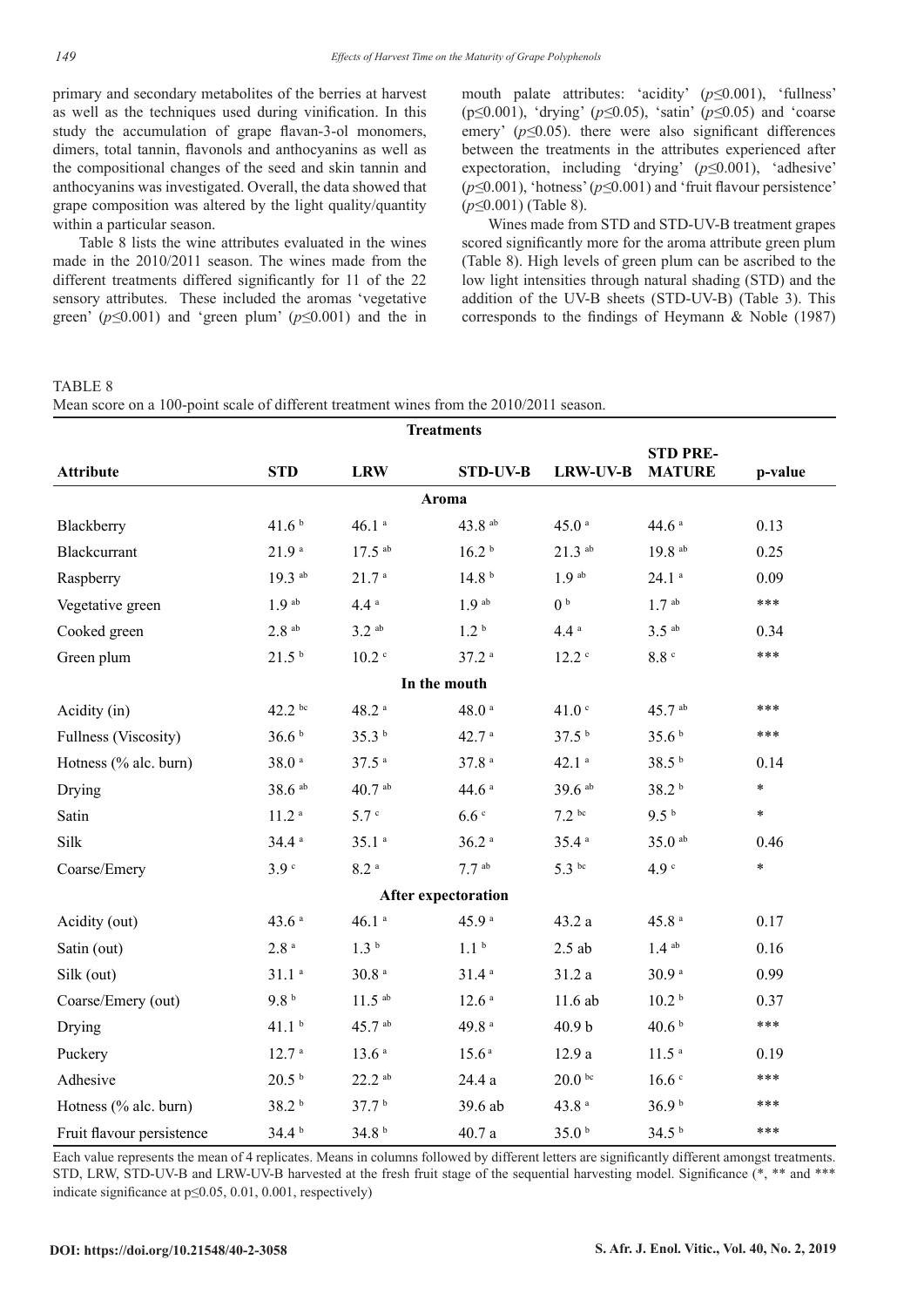primary and secondary metabolites of the berries at harvest as well as the techniques used during vinification. In this study the accumulation of grape flavan-3-ol monomers, dimers, total tannin, flavonols and anthocyanins as well as the compositional changes of the seed and skin tannin and anthocyanins was investigated. Overall, the data showed that grape composition was altered by the light quality/quantity within a particular season.

Table 8 lists the wine attributes evaluated in the wines made in the 2010/2011 season. The wines made from the different treatments differed significantly for 11 of the 22 sensory attributes. These included the aromas 'vegetative green' ($p \leq 0.001$) and 'green plum' ($p \leq 0.001$) and the in mouth palate attributes: 'acidity' ($p \leq 0.001$), 'fullness' ($p \leq 0.001$), 'drying' ($p \leq 0.05$), 'satin' ($p \leq 0.05$) and 'coarse emery' ($p \leq 0.05$). there were also significant differences between the treatments in the attributes experienced after expectoration, including 'drying' ($p \leq 0.001$), 'adhesive' ($p \leq 0.001$), 'hotness' ($p \leq 0.001$) and 'fruit flavour persistence' ($p \leq 0.001$) (Table 8).

Wines made from STD and STD-UV-B treatment grapes scored significantly more for the aroma attribute green plum (Table 8). High levels of green plum can be ascribed to the low light intensities through natural shading (STD) and the addition of the UV-B sheets (STD-UV-B) (Table 3). This corresponds to the findings of Heymann & Noble (1987)

TABLE 8
Mean score on a 100-point scale of different treatment wines from the 2010/2011 season.

| Attribute | STD | LRW | STD-UV-B | LRW-UV-B | STD PRE-MATURE | p-value |
|---|---|---|---|---|---|---|
| **Aroma** | | | | | | |
| Blackberry | 41.6 b | 46.1 a | 43.8 ab | 45.0 a | 44.6 a | 0.13 |
| Blackcurrant | 21.9 a | 17.5 ab | 16.2 b | 21.3 ab | 19.8 ab | 0.25 |
| Raspberry | 19.3 ab | 21.7 a | 14.8 b | 1.9 ab | 24.1 a | 0.09 |
| Vegetative green | 1.9 ab | 4.4 a | 1.9 ab | 0 b | 1.7 ab | *** |
| Cooked green | 2.8 ab | 3.2 ab | 1.2 b | 4.4 a | 3.5 ab | 0.34 |
| Green plum | 21.5 b | 10.2 c | 37.2 a | 12.2 c | 8.8 c | *** |
| **In the mouth** | | | | | | |
| Acidity (in) | 42.2 bc | 48.2 a | 48.0 a | 41.0 c | 45.7 ab | *** |
| Fullness (Viscosity) | 36.6 b | 35.3 b | 42.7 a | 37.5 b | 35.6 b | *** |
| Hotness (% alc. burn) | 38.0 a | 37.5 a | 37.8 a | 42.1 a | 38.5 b | 0.14 |
| Drying | 38.6 ab | 40.7 ab | 44.6 a | 39.6 ab | 38.2 b | * |
| Satin | 11.2 a | 5.7 c | 6.6 c | 7.2 bc | 9.5 b | * |
| Silk | 34.4 a | 35.1 a | 36.2 a | 35.4 a | 35.0 ab | 0.46 |
| Coarse/Emery | 3.9 c | 8.2 a | 7.7 ab | 5.3 bc | 4.9 c | * |
| **After expectoration** | | | | | | |
| Acidity (out) | 43.6 a | 46.1 a | 45.9 a | 43.2 a | 45.8 a | 0.17 |
| Satin (out) | 2.8 a | 1.3 b | 1.1 b | 2.5 ab | 1.4 ab | 0.16 |
| Silk (out) | 31.1 a | 30.8 a | 31.4 a | 31.2 a | 30.9 a | 0.99 |
| Coarse/Emery (out) | 9.8 b | 11.5 ab | 12.6 a | 11.6 ab | 10.2 b | 0.37 |
| Drying | 41.1 b | 45.7 ab | 49.8 a | 40.9 b | 40.6 b | *** |
| Puckery | 12.7 a | 13.6 a | 15.6 a | 12.9 a | 11.5 a | 0.19 |
| Adhesive | 20.5 b | 22.2 ab | 24.4 a | 20.0 bc | 16.6 c | *** |
| Hotness (% alc. burn) | 38.2 b | 37.7 b | 39.6 ab | 43.8 a | 36.9 b | *** |
| Fruit flavour persistence | 34.4 b | 34.8 b | 40.7 a | 35.0 b | 34.5 b | *** |

Each value represents the mean of 4 replicates. Means in columns followed by different letters are significantly different amongst treatments. STD, LRW, STD-UV-B and LRW-UV-B harvested at the fresh fruit stage of the sequential harvesting model. Significance (*, ** and *** indicate significance at $p \leq 0.05$, 0.01, 0.001, respectively)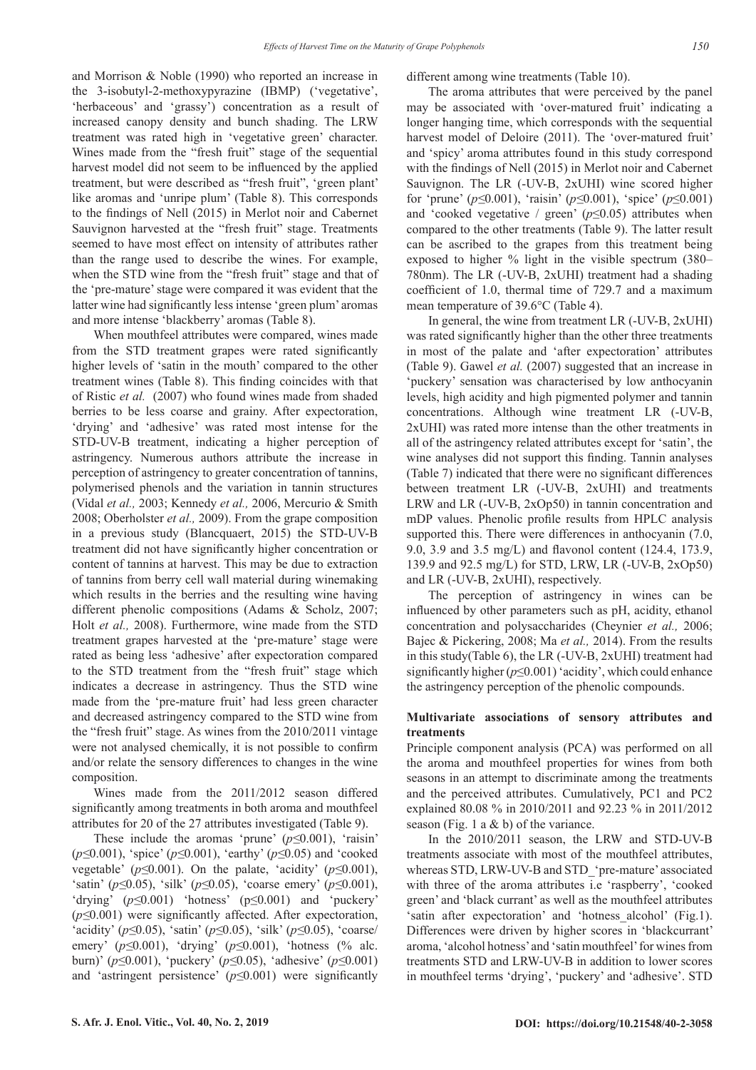and Morrison & Noble (1990) who reported an increase in the 3-isobutyl-2-methoxypyrazine (IBMP) ('vegetative', 'herbaceous' and 'grassy') concentration as a result of increased canopy density and bunch shading. The LRW treatment was rated high in 'vegetative green' character. Wines made from the "fresh fruit" stage of the sequential harvest model did not seem to be influenced by the applied treatment, but were described as "fresh fruit", 'green plant' like aromas and 'unripe plum' (Table 8). This corresponds to the findings of Nell (2015) in Merlot noir and Cabernet Sauvignon harvested at the "fresh fruit" stage. Treatments seemed to have most effect on intensity of attributes rather than the range used to describe the wines. For example, when the STD wine from the "fresh fruit" stage and that of the 'pre-mature' stage were compared it was evident that the latter wine had significantly less intense 'green plum' aromas and more intense 'blackberry' aromas (Table 8).

When mouthfeel attributes were compared, wines made from the STD treatment grapes were rated significantly higher levels of 'satin in the mouth' compared to the other treatment wines (Table 8). This finding coincides with that of Ristic *et al.* (2007) who found wines made from shaded berries to be less coarse and grainy. After expectoration, 'drying' and 'adhesive' was rated most intense for the STD-UV-B treatment, indicating a higher perception of astringency. Numerous authors attribute the increase in perception of astringency to greater concentration of tannins, polymerised phenols and the variation in tannin structures (Vidal *et al.,* 2003; Kennedy *et al.,* 2006, Mercurio & Smith 2008; Oberholster *et al.,* 2009). From the grape composition in a previous study (Blancquaert, 2015) the STD-UV-B treatment did not have significantly higher concentration or content of tannins at harvest. This may be due to extraction of tannins from berry cell wall material during winemaking which results in the berries and the resulting wine having different phenolic compositions (Adams & Scholz, 2007; Holt *et al.,* 2008). Furthermore, wine made from the STD treatment grapes harvested at the 'pre-mature' stage were rated as being less 'adhesive' after expectoration compared to the STD treatment from the "fresh fruit" stage which indicates a decrease in astringency. Thus the STD wine made from the 'pre-mature fruit' had less green character and decreased astringency compared to the STD wine from the "fresh fruit" stage. As wines from the 2010/2011 vintage were not analysed chemically, it is not possible to confirm and/or relate the sensory differences to changes in the wine composition.

Wines made from the 2011/2012 season differed significantly among treatments in both aroma and mouthfeel attributes for 20 of the 27 attributes investigated (Table 9).

These include the aromas 'prune' ($p \leq 0.001$), 'raisin' ($p \leq 0.001$), 'spice' ($p \leq 0.001$), 'earthy' ($p \leq 0.05$) and 'cooked vegetable' ($p \leq 0.001$). On the palate, 'acidity' ($p \leq 0.001$), 'satin' ($p \leq 0.05$), 'silk' ($p \leq 0.05$), 'coarse emery' ($p \leq 0.001$), 'drying' ($p \leq 0.001$) 'hotness' ($p \leq 0.001$) and 'puckery' ($p \leq 0.001$) were significantly affected. After expectoration, 'acidity' ($p \leq 0.05$), 'satin' ($p \leq 0.05$), 'silk' ($p \leq 0.05$), 'coarse/emery' ($p \leq 0.001$), 'drying' ($p \leq 0.001$), 'hotness (% alc. burn)' ($p \leq 0.001$), 'puckery' ($p \leq 0.05$), 'adhesive' ($p \leq 0.001$) and 'astringent persistence' ($p \leq 0.001$) were significantly different among wine treatments (Table 10).

The aroma attributes that were perceived by the panel may be associated with 'over-matured fruit' indicating a longer hanging time, which corresponds with the sequential harvest model of Deloire (2011). The 'over-matured fruit' and 'spicy' aroma attributes found in this study correspond with the findings of Nell (2015) in Merlot noir and Cabernet Sauvignon. The LR (-UV-B, 2xUHI) wine scored higher for 'prune' ($p \leq 0.001$), 'raisin' ($p \leq 0.001$), 'spice' ($p \leq 0.001$) and 'cooked vegetative / green' ($p \leq 0.05$) attributes when compared to the other treatments (Table 9). The latter result can be ascribed to the grapes from this treatment being exposed to higher % light in the visible spectrum (380–780nm). The LR (-UV-B, 2xUHI) treatment had a shading coefficient of 1.0, thermal time of 729.7 and a maximum mean temperature of 39.6°C (Table 4).

In general, the wine from treatment LR (-UV-B, 2xUHI) was rated significantly higher than the other three treatments in most of the palate and 'after expectoration' attributes (Table 9). Gawel *et al.* (2007) suggested that an increase in 'puckery' sensation was characterised by low anthocyanin levels, high acidity and high pigmented polymer and tannin concentrations. Although wine treatment LR (-UV-B, 2xUHI) was rated more intense than the other treatments in all of the astringency related attributes except for 'satin', the wine analyses did not support this finding. Tannin analyses (Table 7) indicated that there were no significant differences between treatment LR (-UV-B, 2xUHI) and treatments LRW and LR (-UV-B, 2xOp50) in tannin concentration and mDP values. Phenolic profile results from HPLC analysis supported this. There were differences in anthocyanin (7.0, 9.0, 3.9 and 3.5 mg/L) and flavonol content (124.4, 173.9, 139.9 and 92.5 mg/L) for STD, LRW, LR (-UV-B, 2xOp50) and LR (-UV-B, 2xUHI), respectively.

The perception of astringency in wines can be influenced by other parameters such as pH, acidity, ethanol concentration and polysaccharides (Cheynier *et al.,* 2006; Bajec & Pickering, 2008; Ma *et al.,* 2014). From the results in this study(Table 6), the LR (-UV-B, 2xUHI) treatment had significantly higher ($p \leq 0.001$) 'acidity', which could enhance the astringency perception of the phenolic compounds.

## Multivariate associations of sensory attributes and treatments

Principle component analysis (PCA) was performed on all the aroma and mouthfeel properties for wines from both seasons in an attempt to discriminate among the treatments and the perceived attributes. Cumulatively, PC1 and PC2 explained 80.08 % in 2010/2011 and 92.23 % in 2011/2012 season (Fig. 1 a & b) of the variance.

In the 2010/2011 season, the LRW and STD-UV-B treatments associate with most of the mouthfeel attributes, whereas STD, LRW-UV-B and STD_'pre-mature' associated with three of the aroma attributes i.e 'raspberry', 'cooked green' and 'black currant' as well as the mouthfeel attributes 'satin after expectoration' and 'hotness_alcohol' (Fig.1). Differences were driven by higher scores in 'blackcurrant' aroma, 'alcohol hotness' and 'satin mouthfeel' for wines from treatments STD and LRW-UV-B in addition to lower scores in mouthfeel terms 'drying', 'puckery' and 'adhesive'. STD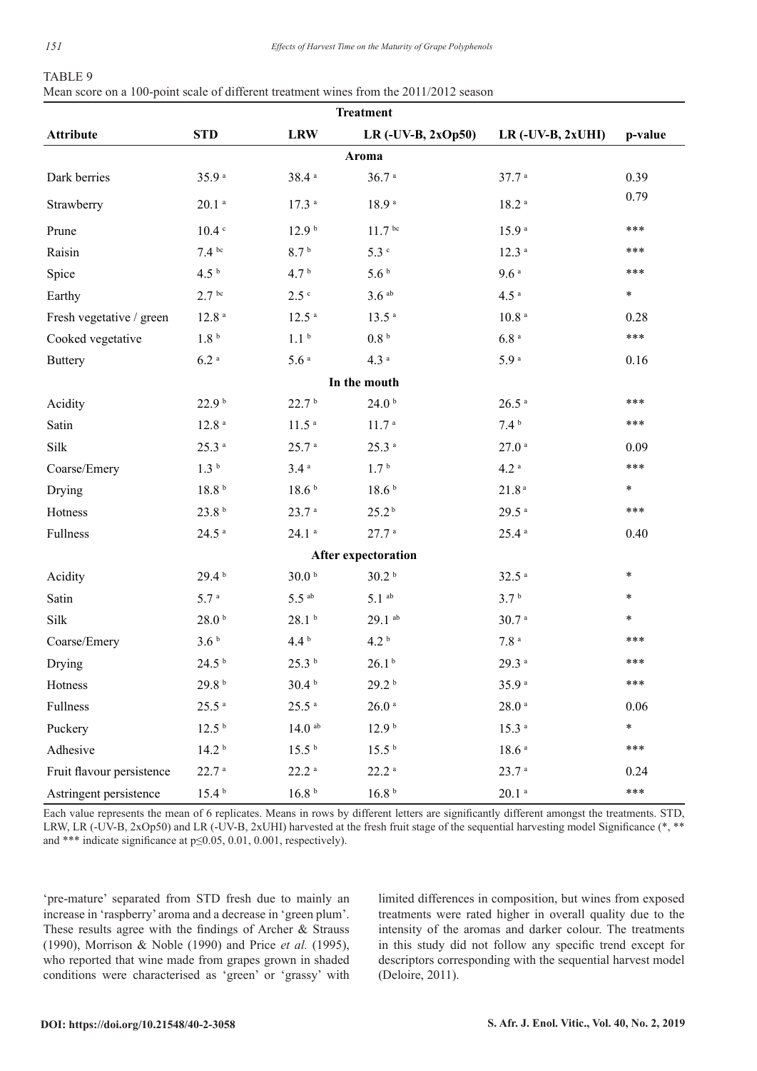TABLE 9

Mean score on a 100-point scale of different treatment wines from the 2011/2012 season

| | Treatment | | | | |
|---|---|---|---|---|---|
| **Attribute** | **STD** | **LRW** | **LR (-UV-B, 2xOp50)** | **LR (-UV-B, 2xUHI)** | **p-value** |
| **Aroma** | | | | | |
| Dark berries | 35.9 [a] | 38.4 [a] | 36.7 [a] | 37.7 [a] | 0.39 |
| Strawberry | 20.1 [a] | 17.3 [a] | 18.9 [a] | 18.2 [a] | 0.79 |
| Prune | 10.4 [c] | 12.9 [b] | 11.7 [bc] | 15.9 [a] | *** |
| Raisin | 7.4 [bc] | 8.7 [b] | 5.3 [c] | 12.3 [a] | *** |
| Spice | 4.5 [b] | 4.7 [b] | 5.6 [b] | 9.6 [a] | *** |
| Earthy | 2.7 [bc] | 2.5 [c] | 3.6 [ab] | 4.5 [a] | * |
| Fresh vegetative / green | 12.8 [a] | 12.5 [a] | 13.5 [a] | 10.8 [a] | 0.28 |
| Cooked vegetative | 1.8 [b] | 1.1 [b] | 0.8 [b] | 6.8 [a] | *** |
| Buttery | 6.2 [a] | 5.6 [a] | 4.3 [a] | 5.9 [a] | 0.16 |
| **In the mouth** | | | | | |
| Acidity | 22.9 [b] | 22.7 [b] | 24.0 [b] | 26.5 [a] | *** |
| Satin | 12.8 [a] | 11.5 [a] | 11.7 [a] | 7.4 [b] | *** |
| Silk | 25.3 [a] | 25.7 [a] | 25.3 [a] | 27.0 [a] | 0.09 |
| Coarse/Emery | 1.3 [b] | 3.4 [a] | 1.7 [b] | 4.2 [a] | *** |
| Drying | 18.8 [b] | 18.6 [b] | 18.6 [b] | 21.8 [a] | * |
| Hotness | 23.8 [b] | 23.7 [a] | 25.2 [b] | 29.5 [a] | *** |
| Fullness | 24.5 [a] | 24.1 [a] | 27.7 [a] | 25.4 [a] | 0.40 |
| **After expectoration** | | | | | |
| Acidity | 29.4 [b] | 30.0 [b] | 30.2 [b] | 32.5 [a] | * |
| Satin | 5.7 [a] | 5.5 [ab] | 5.1 [ab] | 3.7 [b] | * |
| Silk | 28.0 [b] | 28.1 [b] | 29.1 [ab] | 30.7 [a] | * |
| Coarse/Emery | 3.6 [b] | 4.4 [b] | 4.2 [b] | 7.8 [a] | *** |
| Drying | 24.5 [b] | 25.3 [b] | 26.1 [b] | 29.3 [a] | *** |
| Hotness | 29.8 [b] | 30.4 [b] | 29.2 [b] | 35.9 [a] | *** |
| Fullness | 25.5 [a] | 25.5 [a] | 26.0 [a] | 28.0 [a] | 0.06 |
| Puckery | 12.5 [b] | 14.0 [ab] | 12.9 [b] | 15.3 [a] | * |
| Adhesive | 14.2 [b] | 15.5 [b] | 15.5 [b] | 18.6 [a] | *** |
| Fruit flavour persistence | 22.7 [a] | 22.2 [a] | 22.2 [a] | 23.7 [a] | 0.24 |
| Astringent persistence | 15.4 [b] | 16.8 [b] | 16.8 [b] | 20.1 [a] | *** |

Each value represents the mean of 6 replicates. Means in rows by different letters are significantly different amongst the treatments. STD, LRW, LR (-UV-B, 2xOp50) and LR (-UV-B, 2xUHI) harvested at the fresh fruit stage of the sequential harvesting model Significance (*, ** and *** indicate significance at $p \leq 0.05, 0.01, 0.001$, respectively).

'pre-mature' separated from STD fresh due to mainly an increase in 'raspberry' aroma and a decrease in 'green plum'. These results agree with the findings of Archer & Strauss (1990), Morrison & Noble (1990) and Price *et al.* (1995), who reported that wine made from grapes grown in shaded conditions were characterised as 'green' or 'grassy' with limited differences in composition, but wines from exposed treatments were rated higher in overall quality due to the intensity of the aromas and darker colour. The treatments in this study did not follow any specific trend except for descriptors corresponding with the sequential harvest model (Deloire, 2011).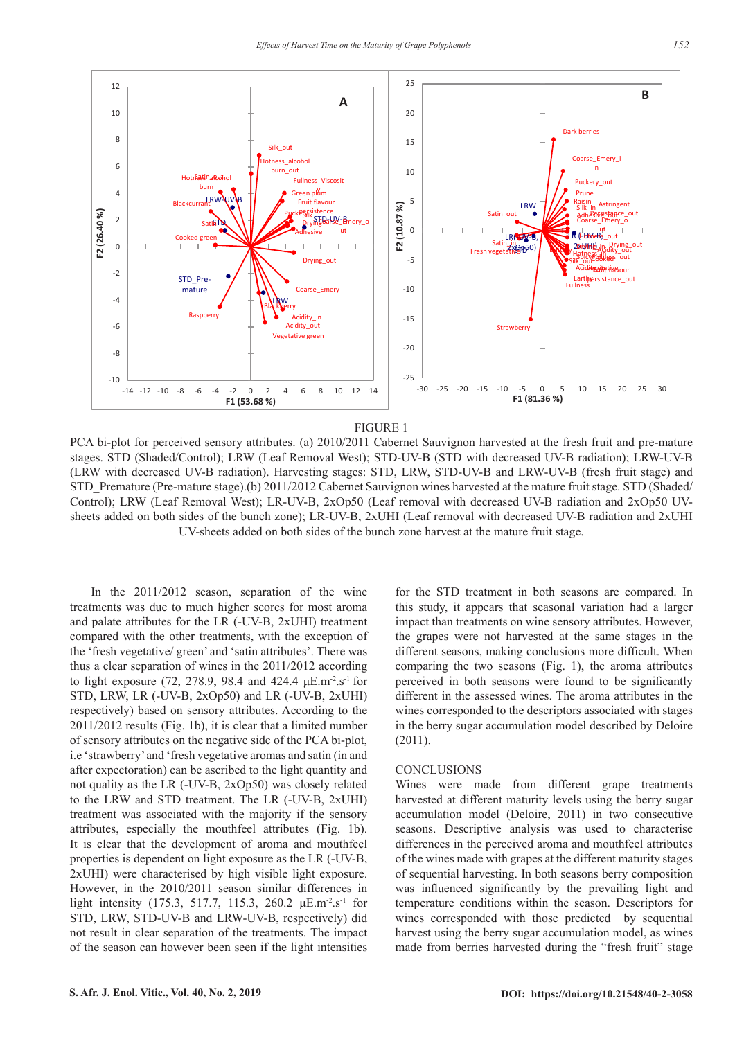FIGURE 1

PCA bi-plot for perceived sensory attributes. (a) 2010/2011 Cabernet Sauvignon harvested at the fresh fruit and pre-mature stages. STD (Shaded/Control); LRW (Leaf Removal West); STD-UV-B (STD with decreased UV-B radiation); LRW-UV-B (LRW with decreased UV-B radiation). Harvesting stages: STD, LRW, STD-UV-B and LRW-UV-B (fresh fruit stage) and STD_Premature (Pre-mature stage).(b) 2011/2012 Cabernet Sauvignon wines harvested at the mature fruit stage. STD (Shaded/ Control); LRW (Leaf Removal West); LR-UV-B, 2xOp50 (Leaf removal with decreased UV-B radiation and 2xOp50 UV-sheets added on both sides of the bunch zone); LR-UV-B, 2xUHI (Leaf removal with decreased UV-B radiation and 2xUHI UV-sheets added on both sides of the bunch zone harvest at the mature fruit stage.

In the 2011/2012 season, separation of the wine treatments was due to much higher scores for most aroma and palate attributes for the LR (-UV-B, 2xUHI) treatment compared with the other treatments, with the exception of the 'fresh vegetative/ green' and 'satin attributes'. There was thus a clear separation of wines in the 2011/2012 according to light exposure (72, 278.9, 98.4 and 424.4 $\mu E.m^{-2}.s^{-1}$ for STD, LRW, LR (-UV-B, 2xOp50) and LR (-UV-B, 2xUHI) respectively) based on sensory attributes. According to the 2011/2012 results (Fig. 1b), it is clear that a limited number of sensory attributes on the negative side of the PCA bi-plot, i.e 'strawberry' and 'fresh vegetative aromas and satin (in and after expectoration) can be ascribed to the light quantity and not quality as the LR (-UV-B, 2xOp50) was closely related to the LRW and STD treatment. The LR (-UV-B, 2xUHI) treatment was associated with the majority if the sensory attributes, especially the mouthfeel attributes (Fig. 1b). It is clear that the development of aroma and mouthfeel properties is dependent on light exposure as the LR (-UV-B, 2xUHI) were characterised by high visible light exposure. However, in the 2010/2011 season similar differences in light intensity (175.3, 517.7, 115.3, 260.2 $\mu E.m^{-2}.s^{-1}$ for STD, LRW, STD-UV-B and LRW-UV-B, respectively) did not result in clear separation of the treatments. The impact of the season can however been seen if the light intensities for the STD treatment in both seasons are compared. In this study, it appears that seasonal variation had a larger impact than treatments on wine sensory attributes. However, the grapes were not harvested at the same stages in the different seasons, making conclusions more difficult. When comparing the two seasons (Fig. 1), the aroma attributes perceived in both seasons were found to be significantly different in the assessed wines. The aroma attributes in the wines corresponded to the descriptors associated with stages in the berry sugar accumulation model described by Deloire (2011).

## CONCLUSIONS

Wines were made from different grape treatments harvested at different maturity levels using the berry sugar accumulation model (Deloire, 2011) in two consecutive seasons. Descriptive analysis was used to characterise differences in the perceived aroma and mouthfeel attributes of the wines made with grapes at the different maturity stages of sequential harvesting. In both seasons berry composition was influenced significantly by the prevailing light and temperature conditions within the season. Descriptors for wines corresponded with those predicted by sequential harvest using the berry sugar accumulation model, as wines made from berries harvested during the "fresh fruit" stage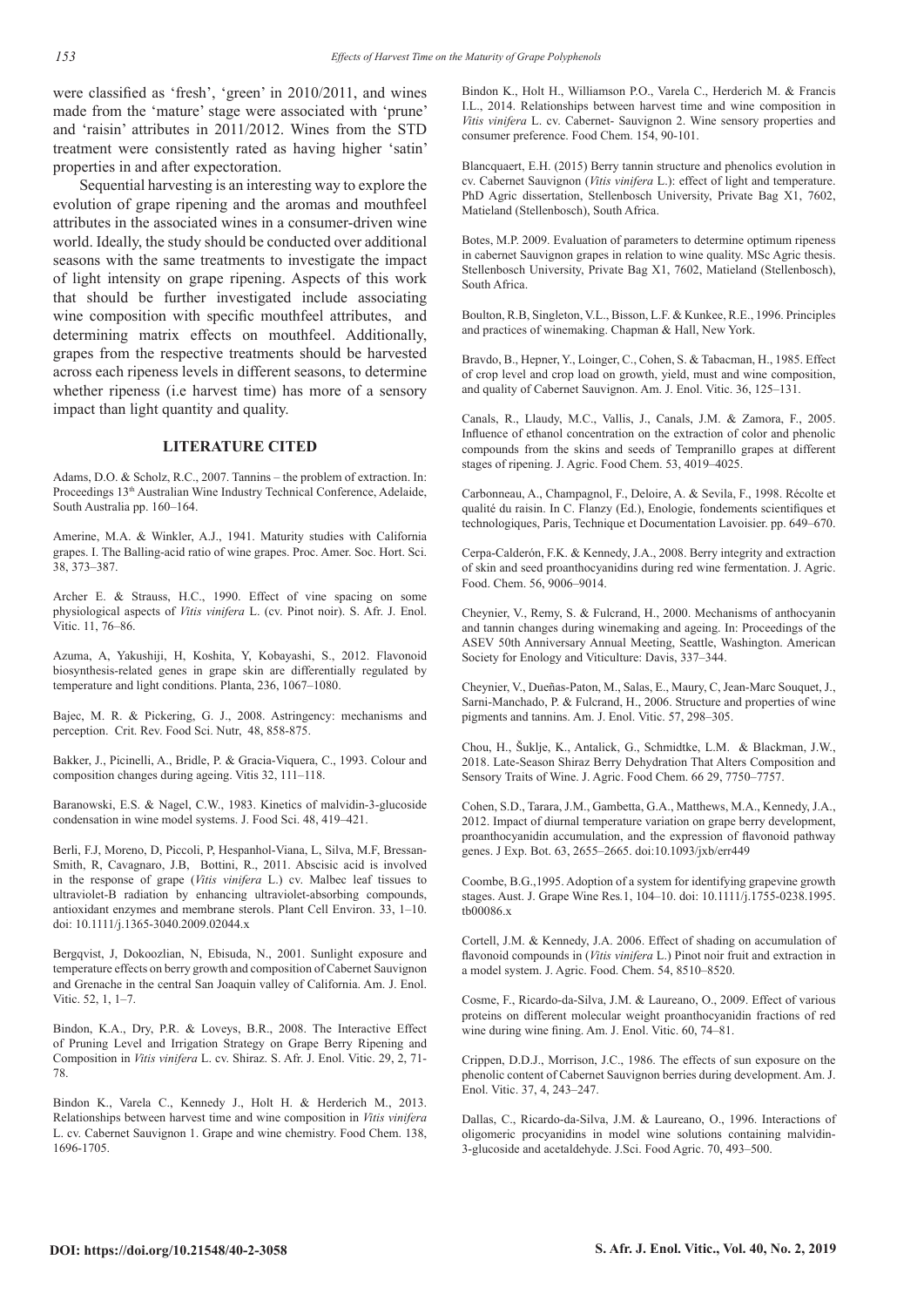were classified as 'fresh', 'green' in 2010/2011, and wines made from the 'mature' stage were associated with 'prune' and 'raisin' attributes in 2011/2012. Wines from the STD treatment were consistently rated as having higher 'satin' properties in and after expectoration.

Sequential harvesting is an interesting way to explore the evolution of grape ripening and the aromas and mouthfeel attributes in the associated wines in a consumer-driven wine world. Ideally, the study should be conducted over additional seasons with the same treatments to investigate the impact of light intensity on grape ripening. Aspects of this work that should be further investigated include associating wine composition with specific mouthfeel attributes, and determining matrix effects on mouthfeel. Additionally, grapes from the respective treatments should be harvested across each ripeness levels in different seasons, to determine whether ripeness (i.e harvest time) has more of a sensory impact than light quantity and quality.

## LITERATURE CITED

Adams, D.O. & Scholz, R.C., 2007. Tannins – the problem of extraction. In: Proceedings 13th Australian Wine Industry Technical Conference, Adelaide, South Australia pp. 160–164.

Amerine, M.A. & Winkler, A.J., 1941. Maturity studies with California grapes. I. The Balling-acid ratio of wine grapes. Proc. Amer. Soc. Hort. Sci. 38, 373–387.

Archer E. & Strauss, H.C., 1990. Effect of vine spacing on some physiological aspects of *Vitis vinifera* L. (cv. Pinot noir). S. Afr. J. Enol. Vitic. 11, 76–86.

Azuma, A, Yakushiji, H, Koshita, Y, Kobayashi, S., 2012. Flavonoid biosynthesis-related genes in grape skin are differentially regulated by temperature and light conditions. Planta, 236, 1067–1080.

Bajec, M. R. & Pickering, G. J., 2008. Astringency: mechanisms and perception. Crit. Rev. Food Sci. Nutr, 48, 858-875.

Bakker, J., Picinelli, A., Bridle, P. & Gracia-Viquera, C., 1993. Colour and composition changes during ageing. Vitis 32, 111–118.

Baranowski, E.S. & Nagel, C.W., 1983. Kinetics of malvidin-3-glucoside condensation in wine model systems. J. Food Sci. 48, 419–421.

Berli, F.J, Moreno, D, Piccoli, P, Hespanhol-Viana, L, Silva, M.F, Bressan-Smith, R, Cavagnaro, J.B, Bottini, R., 2011. Abscisic acid is involved in the response of grape (*Vitis vinifera* L.) cv. Malbec leaf tissues to ultraviolet-B radiation by enhancing ultraviolet-absorbing compounds, antioxidant enzymes and membrane sterols. Plant Cell Environ. 33, 1–10. doi: 10.1111/j.1365-3040.2009.02044.x

Bergqvist, J, Dokoozlian, N, Ebisuda, N., 2001. Sunlight exposure and temperature effects on berry growth and composition of Cabernet Sauvignon and Grenache in the central San Joaquin valley of California. Am. J. Enol. Vitic. 52, 1, 1–7.

Bindon, K.A., Dry, P.R. & Loveys, B.R., 2008. The Interactive Effect of Pruning Level and Irrigation Strategy on Grape Berry Ripening and Composition in *Vitis vinifera* L. cv. Shiraz. S. Afr. J. Enol. Vitic. 29, 2, 71-78.

Bindon K., Varela C., Kennedy J., Holt H. & Herderich M., 2013. Relationships between harvest time and wine composition in *Vitis vinifera* L. cv. Cabernet Sauvignon 1. Grape and wine chemistry. Food Chem. 138, 1696-1705.

Bindon K., Holt H., Williamson P.O., Varela C., Herderich M. & Francis I.L., 2014. Relationships between harvest time and wine composition in *Vitis vinifera* L. cv. Cabernet- Sauvignon 2. Wine sensory properties and consumer preference. Food Chem. 154, 90-101.

Blancquaert, E.H. (2015) Berry tannin structure and phenolics evolution in cv. Cabernet Sauvignon (*Vitis vinifera* L.): effect of light and temperature. PhD Agric dissertation, Stellenbosch University, Private Bag X1, 7602, Matieland (Stellenbosch), South Africa.

Botes, M.P. 2009. Evaluation of parameters to determine optimum ripeness in cabernet Sauvignon grapes in relation to wine quality. MSc Agric thesis. Stellenbosch University, Private Bag X1, 7602, Matieland (Stellenbosch), South Africa.

Boulton, R.B, Singleton, V.L., Bisson, L.F. & Kunkee, R.E., 1996. Principles and practices of winemaking. Chapman & Hall, New York.

Bravdo, B., Hepner, Y., Loinger, C., Cohen, S. & Tabacman, H., 1985. Effect of crop level and crop load on growth, yield, must and wine composition, and quality of Cabernet Sauvignon. Am. J. Enol. Vitic. 36, 125–131.

Canals, R., Llaudy, M.C., Vallis, J., Canals, J.M. & Zamora, F., 2005. Influence of ethanol concentration on the extraction of color and phenolic compounds from the skins and seeds of Tempranillo grapes at different stages of ripening. J. Agric. Food Chem. 53, 4019–4025.

Carbonneau, A., Champagnol, F., Deloire, A. & Sevila, F., 1998. Récolte et qualité du raisin. In C. Flanzy (Ed.), Enologie, fondements scientifiques et technologiques, Paris, Technique et Documentation Lavoisier. pp. 649–670.

Cerpa-Calderón, F.K. & Kennedy, J.A., 2008. Berry integrity and extraction of skin and seed proanthocyanidins during red wine fermentation. J. Agric. Food. Chem. 56, 9006–9014.

Cheynier, V., Remy, S. & Fulcrand, H., 2000. Mechanisms of anthocyanin and tannin changes during winemaking and ageing. In: Proceedings of the ASEV 50th Anniversary Annual Meeting, Seattle, Washington. American Society for Enology and Viticulture: Davis, 337–344.

Cheynier, V., Dueñas-Paton, M., Salas, E., Maury, C, Jean-Marc Souquet, J., Sarni-Manchado, P. & Fulcrand, H., 2006. Structure and properties of wine pigments and tannins. Am. J. Enol. Vitic. 57, 298–305.

Chou, H., Šuklje, K., Antalick, G., Schmidtke, L.M. & Blackman, J.W., 2018. Late-Season Shiraz Berry Dehydration That Alters Composition and Sensory Traits of Wine. J. Agric. Food Chem. 66 29, 7750–7757.

Cohen, S.D., Tarara, J.M., Gambetta, G.A., Matthews, M.A., Kennedy, J.A., 2012. Impact of diurnal temperature variation on grape berry development, proanthocyanidin accumulation, and the expression of flavonoid pathway genes. J Exp. Bot. 63, 2655–2665. doi:10.1093/jxb/err449

Coombe, B.G.,1995. Adoption of a system for identifying grapevine growth stages. Aust. J. Grape Wine Res*.*1, 104–10. doi: 10.1111/j.1755-0238.1995.tb00086.x

Cortell, J.M. & Kennedy, J.A. 2006. Effect of shading on accumulation of flavonoid compounds in (*Vitis vinifera* L.) Pinot noir fruit and extraction in a model system. J. Agric. Food. Chem. 54, 8510–8520.

Cosme, F., Ricardo-da-Silva, J.M. & Laureano, O., 2009. Effect of various proteins on different molecular weight proanthocyanidin fractions of red wine during wine fining. Am. J. Enol. Vitic. 60, 74–81.

Crippen, D.D.J., Morrison, J.C., 1986. The effects of sun exposure on the phenolic content of Cabernet Sauvignon berries during development. Am. J. Enol. Vitic. 37, 4, 243–247.

Dallas, C., Ricardo-da-Silva, J.M. & Laureano, O., 1996. Interactions of oligomeric procyanidins in model wine solutions containing malvidin-3-glucoside and acetaldehyde. J.Sci. Food Agric. 70, 493–500.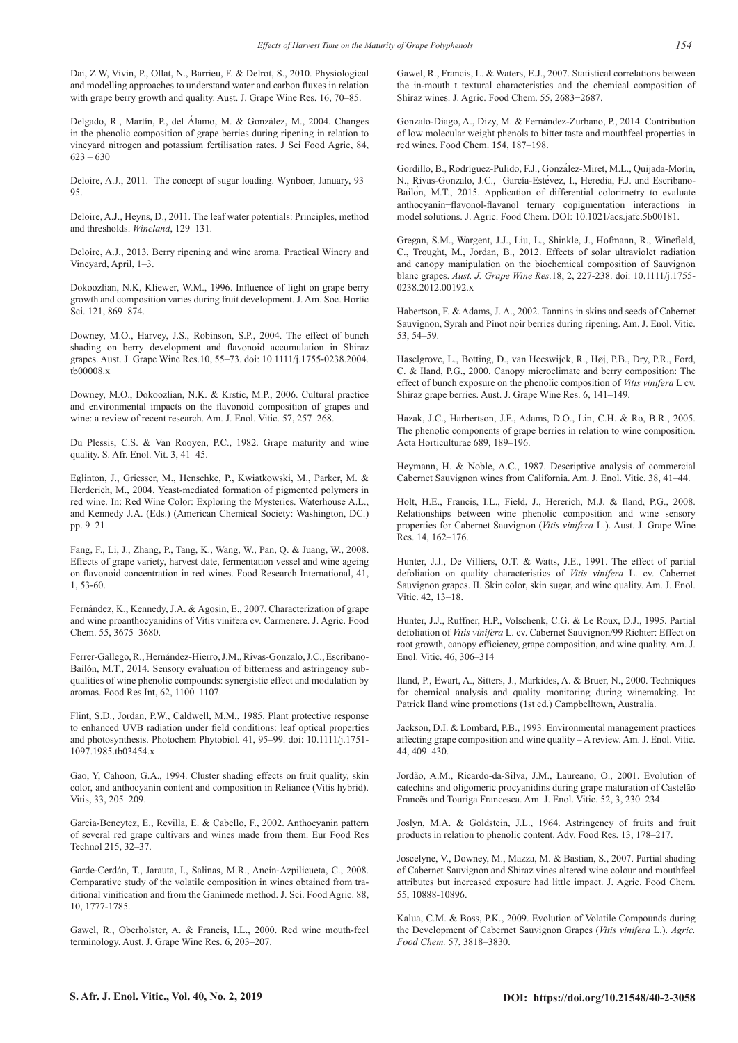Dai, Z.W, Vivin, P., Ollat, N., Barrieu, F. & Delrot, S., 2010. Physiological and modelling approaches to understand water and carbon fluxes in relation with grape berry growth and quality. Aust. J. Grape Wine Res. 16, 70–85.

Delgado, R., Martín, P., del Álamo, M. & González, M., 2004. Changes in the phenolic composition of grape berries during ripening in relation to vineyard nitrogen and potassium fertilisation rates. J Sci Food Agric, 84, 623 – 630

Deloire, A.J., 2011. The concept of sugar loading. Wynboer, January, 93–95.

Deloire, A.J., Heyns, D., 2011. The leaf water potentials: Principles, method and thresholds. *Wineland*, 129–131.

Deloire, A.J., 2013. Berry ripening and wine aroma. Practical Winery and Vineyard, April, 1–3.

Dokoozlian, N.K, Kliewer, W.M., 1996. Influence of light on grape berry growth and composition varies during fruit development. J. Am. Soc. Hortic Sci. 121, 869–874.

Downey, M.O., Harvey, J.S., Robinson, S.P., 2004. The effect of bunch shading on berry development and flavonoid accumulation in Shiraz grapes. Aust. J. Grape Wine Res.10, 55–73. doi: 10.1111/j.1755-0238.2004.tb00008.x

Downey, M.O., Dokoozlian, N.K. & Krstic, M.P., 2006. Cultural practice and environmental impacts on the flavonoid composition of grapes and wine: a review of recent research. Am. J. Enol. Vitic. 57, 257–268.

Du Plessis, C.S. & Van Rooyen, P.C., 1982. Grape maturity and wine quality. S. Afr. Enol. Vit. 3, 41–45.

Eglinton, J., Griesser, M., Henschke, P., Kwiatkowski, M., Parker, M. & Herderich, M., 2004. Yeast-mediated formation of pigmented polymers in red wine. In: Red Wine Color: Exploring the Mysteries. Waterhouse A.L., and Kennedy J.A. (Eds.) (American Chemical Society: Washington, DC.) pp. 9–21.

Fang, F., Li, J., Zhang, P., Tang, K., Wang, W., Pan, Q. & Juang, W., 2008. Effects of grape variety, harvest date, fermentation vessel and wine ageing on flavonoid concentration in red wines. Food Research International, 41, 1, 53-60.

Fernández, K., Kennedy, J.A. & Agosin, E., 2007. Characterization of grape and wine proanthocyanidins of Vitis vinifera cv. Carmenere. J. Agric. Food Chem. 55, 3675–3680.

Ferrer-Gallego, R., Hernández-Hierro, J.M., Rivas-Gonzalo, J.C., Escribano-Bailón, M.T., 2014. Sensory evaluation of bitterness and astringency sub-qualities of wine phenolic compounds: synergistic effect and modulation by aromas. Food Res Int, 62, 1100–1107.

Flint, S.D., Jordan, P.W., Caldwell, M.M., 1985. Plant protective response to enhanced UVB radiation under field conditions: leaf optical properties and photosynthesis. Photochem Phytobiol*.* 41, 95–99. doi: 10.1111/j.1751-1097.1985.tb03454.x

Gao, Y, Cahoon, G.A., 1994. Cluster shading effects on fruit quality, skin color, and anthocyanin content and composition in Reliance (Vitis hybrid). Vitis, 33, 205–209.

García-Beneytez, E., Revilla, E. & Cabello, F., 2002. Anthocyanin pattern of several red grape cultivars and wines made from them. Eur Food Res Technol 215, 32–37.

Garde-Cerdán, T., Jarauta, I., Salinas, M.R., Ancín-Azpilicueta, C., 2008. Comparative study of the volatile composition in wines obtained from traditional vinification and from the Ganimede method. J. Sci. Food Agric. 88, 10, 1777-1785.

Gawel, R., Oberholster, A. & Francis, I.L., 2000. Red wine mouth-feel terminology. Aust. J. Grape Wine Res. 6, 203–207.

Gawel, R., Francis, L. & Waters, E.J., 2007. Statistical correlations between the in-mouth t textural characteristics and the chemical composition of Shiraz wines. J. Agric. Food Chem. 55, 2683−2687.

Gonzalo-Diago, A., Dizy, M. & Fernández-Zurbano, P., 2014. Contribution of low molecular weight phenols to bitter taste and mouthfeel properties in red wines. Food Chem. 154, 187–198.

Gordillo, B., Rodríguez-Pulido, F.J., González-Miret, M.L., Quijada-Morín, N., Rivas-Gonzalo, J.C., García-Estévez, I., Heredia, F.J. and Escribano-Bailón, M.T., 2015. Application of differential colorimetry to evaluate anthocyanin−flavonol-flavanol ternary copigmentation interactions in model solutions. J. Agric. Food Chem. DOI: 10.1021/acs.jafc.5b00181.

Gregan, S.M., Wargent, J.J., Liu, L., Shinkle, J., Hofmann, R., Winefield, C., Trought, M., Jordan, B., 2012. Effects of solar ultraviolet radiation and canopy manipulation on the biochemical composition of Sauvignon blanc grapes. *Aust. J. Grape Wine Res.*18, 2, 227-238. doi: 10.1111/j.1755-0238.2012.00192.x

Habertson, F. & Adams, J. A., 2002. Tannins in skins and seeds of Cabernet Sauvignon, Syrah and Pinot noir berries during ripening. Am. J. Enol. Vitic. 53, 54–59.

Haselgrove, L., Botting, D., van Heeswijck, R., Høj, P.B., Dry, P.R., Ford, C. & Iland, P.G., 2000. Canopy microclimate and berry composition: The effect of bunch exposure on the phenolic composition of *Vitis vinifera* L cv. Shiraz grape berries. Aust. J. Grape Wine Res. 6, 141–149.

Hazak, J.C., Harbertson, J.F., Adams, D.O., Lin, C.H. & Ro, B.R., 2005. The phenolic components of grape berries in relation to wine composition. Acta Horticulturae 689, 189–196.

Heymann, H. & Noble, A.C., 1987. Descriptive analysis of commercial Cabernet Sauvignon wines from California. Am. J. Enol. Vitic. 38, 41–44.

Holt, H.E., Francis, I.L., Field, J., Hererich, M.J. & Iland, P.G., 2008. Relationships between wine phenolic composition and wine sensory properties for Cabernet Sauvignon (*Vitis vinifera* L.). Aust. J. Grape Wine Res. 14, 162–176.

Hunter, J.J., De Villiers, O.T. & Watts, J.E., 1991. The effect of partial defoliation on quality characteristics of *Vitis vinifera* L. cv. Cabernet Sauvignon grapes. II. Skin color, skin sugar, and wine quality. Am. J. Enol. Vitic. 42, 13–18.

Hunter, J.J., Ruffner, H.P., Volschenk, C.G. & Le Roux, D.J., 1995. Partial defoliation of *Vitis vinifera* L. cv. Cabernet Sauvignon/99 Richter: Effect on root growth, canopy efficiency, grape composition, and wine quality. Am. J. Enol. Vitic. 46, 306–314

Iland, P., Ewart, A., Sitters, J., Markides, A. & Bruer, N., 2000. Techniques for chemical analysis and quality monitoring during winemaking. In: Patrick Iland wine promotions (1st ed.) Campbelltown, Australia.

Jackson, D.I. & Lombard, P.B., 1993. Environmental management practices affecting grape composition and wine quality – A review. Am. J. Enol. Vitic. 44, 409–430.

Jordão, A.M., Ricardo-da-Silva, J.M., Laureano, O., 2001. Evolution of catechins and oligomeric procyanidins during grape maturation of Castelão Francês and Touriga Francesca. Am. J. Enol. Vitic. 52, 3, 230–234.

Joslyn, M.A. & Goldstein, J.L., 1964. Astringency of fruits and fruit products in relation to phenolic content. Adv. Food Res. 13, 178–217.

Joscelyne, V., Downey, M., Mazza, M. & Bastian, S., 2007. Partial shading of Cabernet Sauvignon and Shiraz vines altered wine colour and mouthfeel attributes but increased exposure had little impact. J. Agric. Food Chem. 55, 10888-10896.

Kalua, C.M. & Boss, P.K., 2009. Evolution of Volatile Compounds during the Development of Cabernet Sauvignon Grapes (*Vitis vinifera* L.). *Agric. Food Chem.* 57, 3818–3830.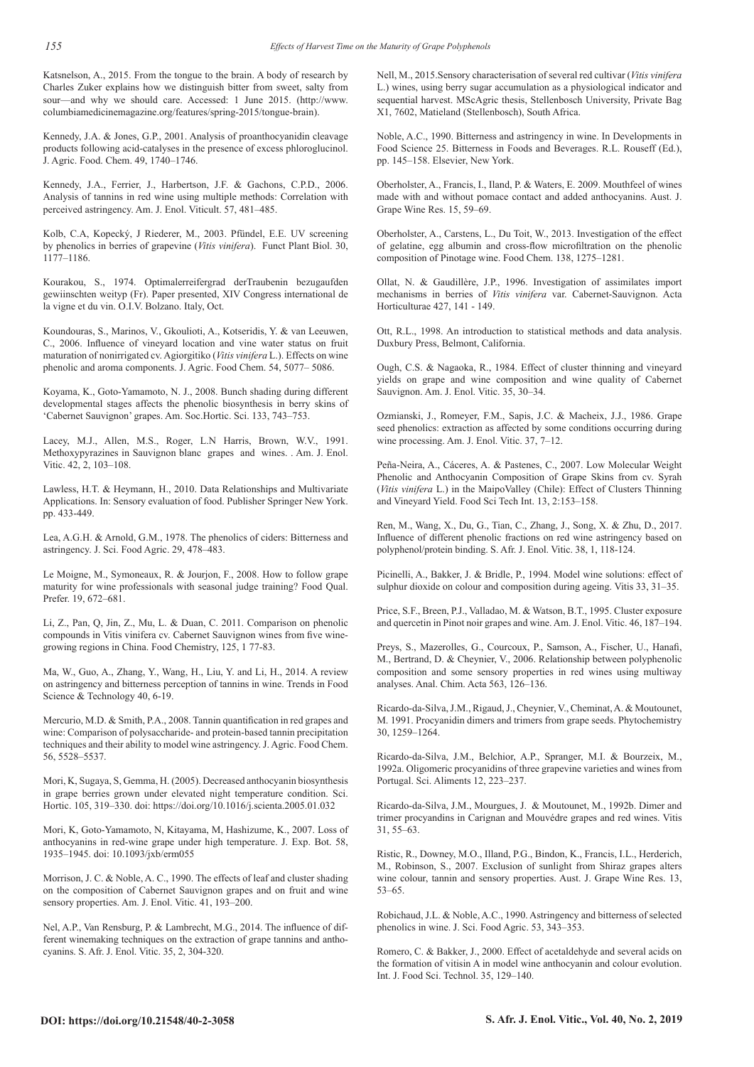Katsnelson, A., 2015. From the tongue to the brain. A body of research by Charles Zuker explains how we distinguish bitter from sweet, salty from sour—and why we should care. Accessed: 1 June 2015. (http://www.columbiamedicinemagazine.org/features/spring-2015/tongue-brain).

Kennedy, J.A. & Jones, G.P., 2001. Analysis of proanthocyanidin cleavage products following acid-catalyses in the presence of excess phloroglucinol. J. Agric. Food. Chem. 49, 1740–1746.

Kennedy, J.A., Ferrier, J., Harbertson, J.F. & Gachons, C.P.D., 2006. Analysis of tannins in red wine using multiple methods: Correlation with perceived astringency. Am. J. Enol. Viticult. 57, 481–485.

Kolb, C.A, Kopecký, J Riederer, M., 2003. Pfündel, E.E. UV screening by phenolics in berries of grapevine (*Vitis vinifera*). Funct Plant Biol. 30, 1177–1186.

Kourakou, S., 1974. Optimalerreifergrad derTraubenin bezugaufden gewiinschten weityp (Fr). Paper presented, XIV Congress international de la vigne et du vin. O.I.V. Bolzano. Italy, Oct.

Koundouras, S., Marinos, V., Gkoulioti, A., Kotseridis, Y. & van Leeuwen, C., 2006. Influence of vineyard location and vine water status on fruit maturation of nonirrigated cv. Agiorgitiko (*Vitis vinifera* L.). Effects on wine phenolic and aroma components. J. Agric. Food Chem. 54, 5077– 5086.

Koyama, K., Goto-Yamamoto, N. J., 2008. Bunch shading during different developmental stages affects the phenolic biosynthesis in berry skins of 'Cabernet Sauvignon' grapes. Am. Soc.Hortic. Sci. 133, 743–753.

Lacey, M.J., Allen, M.S., Roger, L.N Harris, Brown, W.V., 1991. Methoxypyrazines in Sauvignon blanc grapes and wines. . Am. J. Enol. Vitic. 42, 2, 103–108.

Lawless, H.T. & Heymann, H., 2010. Data Relationships and Multivariate Applications. In: Sensory evaluation of food. Publisher Springer New York. pp. 433-449.

Lea, A.G.H. & Arnold, G.M., 1978. The phenolics of ciders: Bitterness and astringency. J. Sci. Food Agric. 29, 478–483.

Le Moigne, M., Symoneaux, R. & Jourjon, F., 2008. How to follow grape maturity for wine professionals with seasonal judge training? Food Qual. Prefer. 19, 672–681.

Li, Z., Pan, Q, Jin, Z., Mu, L. & Duan, C. 2011. Comparison on phenolic compounds in Vitis vinifera cv. Cabernet Sauvignon wines from five wine-growing regions in China. Food Chemistry, 125, 1 77-83.

Ma, W., Guo, A., Zhang, Y., Wang, H., Liu, Y. and Li, H., 2014. A review on astringency and bitterness perception of tannins in wine. Trends in Food Science & Technology 40, 6-19.

Mercurio, M.D. & Smith, P.A., 2008. Tannin quantification in red grapes and wine: Comparison of polysaccharide- and protein-based tannin precipitation techniques and their ability to model wine astringency. J. Agric. Food Chem. 56, 5528–5537.

Mori, K, Sugaya, S, Gemma, H. (2005). Decreased anthocyanin biosynthesis in grape berries grown under elevated night temperature condition. Sci. Hortic. 105, 319–330. doi: https://doi.org/10.1016/j.scienta.2005.01.032

Mori, K, Goto-Yamamoto, N, Kitayama, M, Hashizume, K., 2007. Loss of anthocyanins in red-wine grape under high temperature. J. Exp. Bot. 58, 1935–1945. doi: 10.1093/jxb/erm055

Morrison, J. C. & Noble, A. C., 1990. The effects of leaf and cluster shading on the composition of Cabernet Sauvignon grapes and on fruit and wine sensory properties. Am. J. Enol. Vitic. 41, 193–200.

Nel, A.P., Van Rensburg, P. & Lambrecht, M.G., 2014. The influence of different winemaking techniques on the extraction of grape tannins and anthocyanins. S. Afr. J. Enol. Vitic. 35, 2, 304-320.

Nell, M., 2015.Sensory characterisation of several red cultivar (*Vitis vinifera* L.) wines, using berry sugar accumulation as a physiological indicator and sequential harvest. MScAgric thesis, Stellenbosch University, Private Bag X1, 7602, Matieland (Stellenbosch), South Africa.

Noble, A.C., 1990. Bitterness and astringency in wine. In Developments in Food Science 25. Bitterness in Foods and Beverages. R.L. Rouseff (Ed.), pp. 145–158. Elsevier, New York.

Oberholster, A., Francis, I., Iland, P. & Waters, E. 2009. Mouthfeel of wines made with and without pomace contact and added anthocyanins. Aust. J. Grape Wine Res. 15, 59–69.

Oberholster, A., Carstens, L., Du Toit, W., 2013. Investigation of the effect of gelatine, egg albumin and cross-flow microfiltration on the phenolic composition of Pinotage wine. Food Chem. 138, 1275–1281.

Ollat, N. & Gaudillère, J.P., 1996. Investigation of assimilates import mechanisms in berries of *Vitis vinifera* var. Cabernet-Sauvignon. Acta Horticulturae 427, 141 - 149.

Ott, R.L., 1998. An introduction to statistical methods and data analysis. Duxbury Press, Belmont, California.

Ough, C.S. & Nagaoka, R., 1984. Effect of cluster thinning and vineyard yields on grape and wine composition and wine quality of Cabernet Sauvignon. Am. J. Enol. Vitic. 35, 30–34.

Ozmianski, J., Romeyer, F.M., Sapis, J.C. & Macheix, J.J., 1986. Grape seed phenolics: extraction as affected by some conditions occurring during wine processing. Am. J. Enol. Vitic. 37, 7–12.

Peña-Neira, A., Cáceres, A. & Pastenes, C., 2007. Low Molecular Weight Phenolic and Anthocyanin Composition of Grape Skins from cv. Syrah (*Vitis vinifera* L.) in the MaipoValley (Chile): Effect of Clusters Thinning and Vineyard Yield. Food Sci Tech Int. 13, 2:153–158.

Ren, M., Wang, X., Du, G., Tian, C., Zhang, J., Song, X. & Zhu, D., 2017. Influence of different phenolic fractions on red wine astringency based on polyphenol/protein binding. S. Afr. J. Enol. Vitic. 38, 1, 118-124.

Picinelli, A., Bakker, J. & Bridle, P., 1994. Model wine solutions: effect of sulphur dioxide on colour and composition during ageing. Vitis 33, 31–35.

Price, S.F., Breen, P.J., Valladao, M. & Watson, B.T., 1995. Cluster exposure and quercetin in Pinot noir grapes and wine. Am. J. Enol. Vitic. 46, 187–194.

Preys, S., Mazerolles, G., Courcoux, P., Samson, A., Fischer, U., Hanafi, M., Bertrand, D. & Cheynier, V., 2006. Relationship between polyphenolic composition and some sensory properties in red wines using multiway analyses. Anal. Chim. Acta 563, 126–136.

Ricardo-da-Silva, J.M., Rigaud, J., Cheynier, V., Cheminat, A. & Moutounet, M. 1991. Procyanidin dimers and trimers from grape seeds. Phytochemistry 30, 1259–1264.

Ricardo-da-Silva, J.M., Belchior, A.P., Spranger, M.I. & Bourzeix, M., 1992a. Oligomeric procyanidins of three grapevine varieties and wines from Portugal. Sci. Aliments 12, 223–237.

Ricardo-da-Silva, J.M., Mourgues, J. & Moutounet, M., 1992b. Dimer and trimer procyandins in Carignan and Mouvédre grapes and red wines. Vitis 31, 55–63.

Ristic, R., Downey, M.O., Illand, P.G., Bindon, K., Francis, I.L., Herderich, M., Robinson, S., 2007. Exclusion of sunlight from Shiraz grapes alters wine colour, tannin and sensory properties. Aust. J. Grape Wine Res. 13, 53–65.

Robichaud, J.L. & Noble, A.C., 1990. Astringency and bitterness of selected phenolics in wine. J. Sci. Food Agric. 53, 343–353.

Romero, C. & Bakker, J., 2000. Effect of acetaldehyde and several acids on the formation of vitisin A in model wine anthocyanin and colour evolution. Int. J. Food Sci. Technol. 35, 129–140.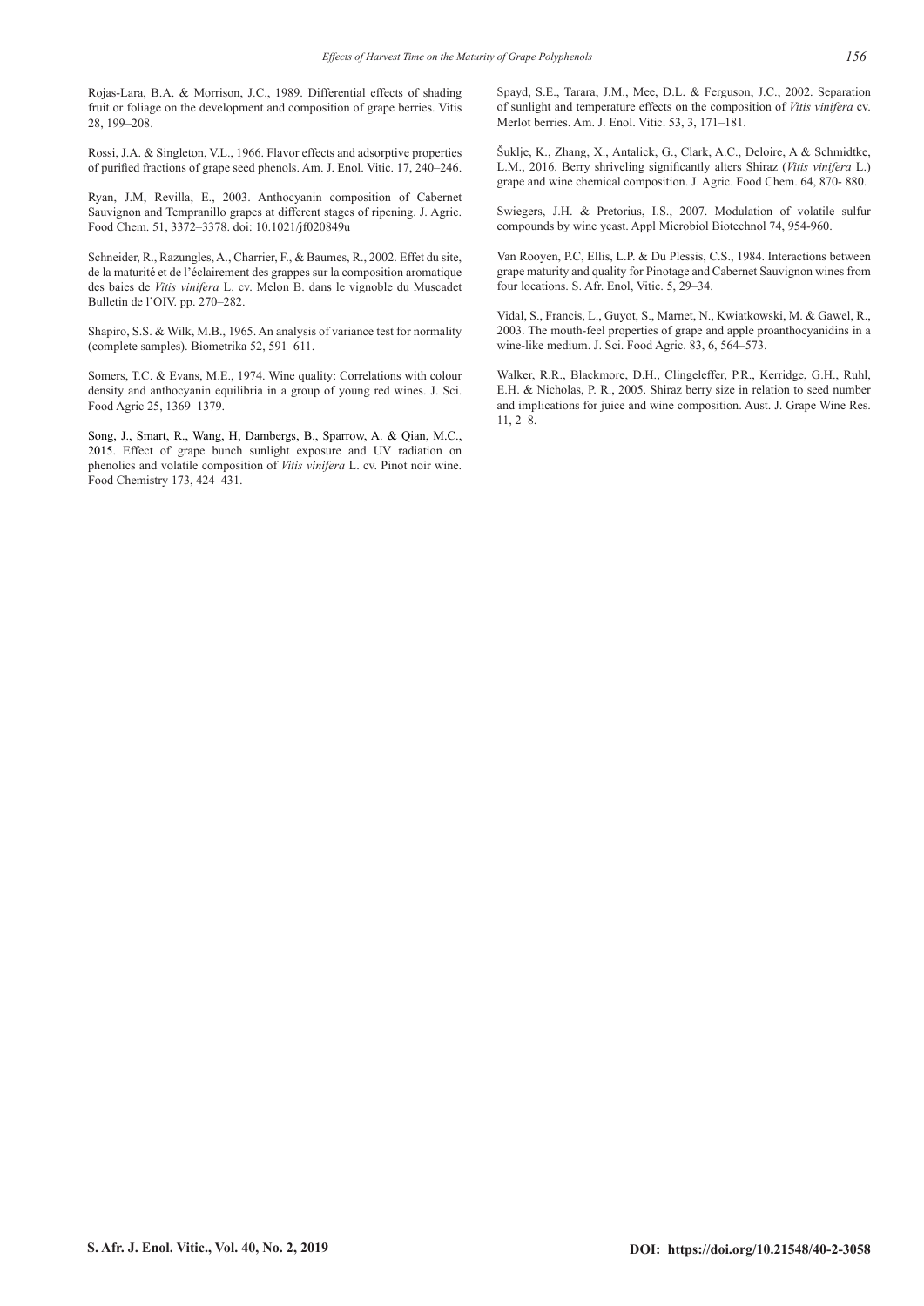Rojas-Lara, B.A. & Morrison, J.C., 1989. Differential effects of shading fruit or foliage on the development and composition of grape berries. Vitis 28, 199–208.

Rossi, J.A. & Singleton, V.L., 1966. Flavor effects and adsorptive properties of purified fractions of grape seed phenols. Am. J. Enol. Vitic. 17, 240–246.

Ryan, J.M, Revilla, E., 2003. Anthocyanin composition of Cabernet Sauvignon and Tempranillo grapes at different stages of ripening. J. Agric. Food Chem. 51, 3372–3378. doi: 10.1021/jf020849u

Schneider, R., Razungles, A., Charrier, F., & Baumes, R., 2002. Effet du site, de la maturité et de l'éclairement des grappes sur la composition aromatique des baies de *Vitis vinifera* L. cv. Melon B. dans le vignoble du Muscadet Bulletin de l'OIV. pp. 270–282.

Shapiro, S.S. & Wilk, M.B., 1965. An analysis of variance test for normality (complete samples). Biometrika 52, 591–611.

Somers, T.C. & Evans, M.E., 1974. Wine quality: Correlations with colour density and anthocyanin equilibria in a group of young red wines. J. Sci. Food Agric 25, 1369–1379.

Song, J., Smart, R., Wang, H, Dambergs, B., Sparrow, A. & Qian, M.C., 2015. Effect of grape bunch sunlight exposure and UV radiation on phenolics and volatile composition of *Vitis vinifera* L. cv. Pinot noir wine. Food Chemistry 173, 424–431.

Spayd, S.E., Tarara, J.M., Mee, D.L. & Ferguson, J.C., 2002. Separation of sunlight and temperature effects on the composition of *Vitis vinifera* cv. Merlot berries. Am. J. Enol. Vitic. 53, 3, 171–181.

Šuklje, K., Zhang, X., Antalick, G., Clark, A.C., Deloire, A & Schmidtke, L.M., 2016. Berry shriveling significantly alters Shiraz (*Vitis vinifera* L.) grape and wine chemical composition. J. Agric. Food Chem. 64, 870- 880.

Swiegers, J.H. & Pretorius, I.S., 2007. Modulation of volatile sulfur compounds by wine yeast. Appl Microbiol Biotechnol 74, 954-960.

Van Rooyen, P.C, Ellis, L.P. & Du Plessis, C.S., 1984. Interactions between grape maturity and quality for Pinotage and Cabernet Sauvignon wines from four locations. S. Afr. Enol, Vitic. 5, 29–34.

Vidal, S., Francis, L., Guyot, S., Marnet, N., Kwiatkowski, M. & Gawel, R., 2003. The mouth-feel properties of grape and apple proanthocyanidins in a wine-like medium. J. Sci. Food Agric. 83, 6, 564–573.

Walker, R.R., Blackmore, D.H., Clingeleffer, P.R., Kerridge, G.H., Ruhl, E.H. & Nicholas, P. R., 2005. Shiraz berry size in relation to seed number and implications for juice and wine composition. Aust. J. Grape Wine Res. 11, 2–8.